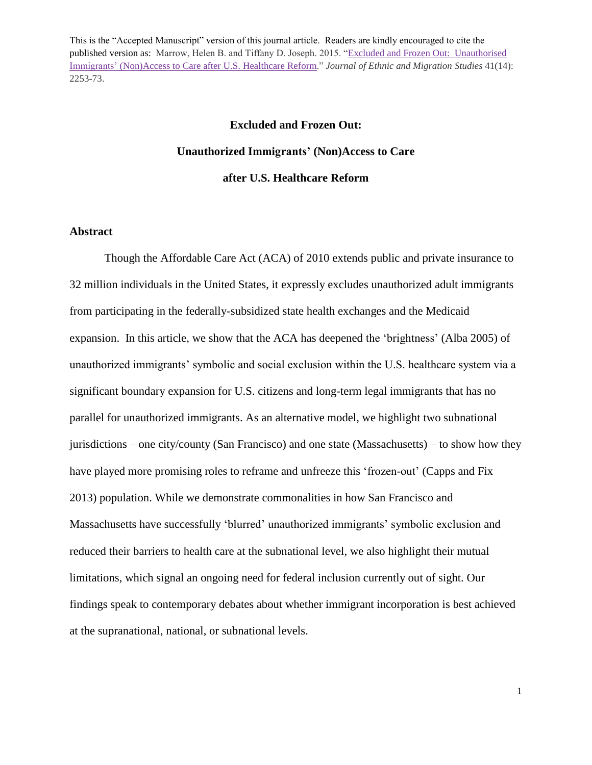This is the "Accepted Manuscript" version of this journal article. Readers are kindly encouraged to cite the published version as: Marrow, Helen B. and Tiffany D. Joseph. 2015. "Excluded and Frozen Out: Unauthorised Immigrants' (Non)Access to Care after U.S. Healthcare Reform." *Journal of Ethnic and Migration Studies* 41(14): 2253-73.

# Excluded and Frozen Out: Unauthorized Immigrants' (Non)Access to Care after U.S. Healthcare Reform

## Abstract

Though the Affordable Care Act (ACA) of 2010 extends public and private insurance to 32 million individuals in the United States, it expressly excludes unauthorized adult immigrants from participating in the federally-subsidized state health exchanges and the Medicaid expansion. In this article, we show that the ACA has deepened the 'brightness' (Alba 2005) of unauthorized immigrants' symbolic and social exclusion within the U.S. healthcare system via a significant boundary expansion for U.S. citizens and long-term legal immigrants that has no parallel for unauthorized immigrants. As an alternative model, we highlight two subnational jurisdictions – one city/county (San Francisco) and one state (Massachusetts) – to show how they have played more promising roles to reframe and unfreeze this 'frozen-out' (Capps and Fix 2013) population. While we demonstrate commonalities in how San Francisco and Massachusetts have successfully 'blurred' unauthorized immigrants' symbolic exclusion and reduced their barriers to health care at the subnational level, we also highlight their mutual limitations, which signal an ongoing need for federal inclusion currently out of sight. Our findings speak to contemporary debates about whether immigrant incorporation is best achieved at the supranational, national, or subnational levels.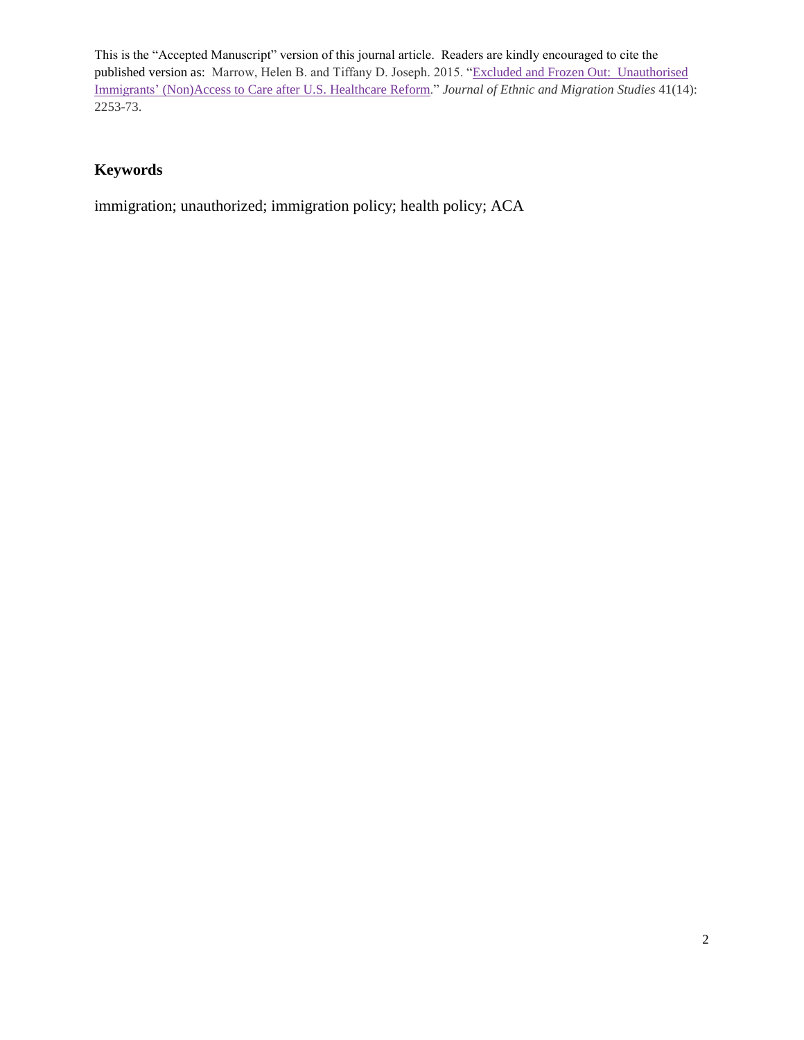This is the "Accepted Manuscript" version of this journal article. Readers are kindly encouraged to cite the published version as: Marrow, Helen B. and Tiffany D. Joseph. 2015. "Excluded and Frozen Out: Unauthorised Immigrants' (Non)Access to Care after U.S. Healthcare Reform." *Journal of Ethnic and Migration Studies* 41(14): 2253-73.

## Keywords

immigration; unauthorized; immigration policy; health policy; ACA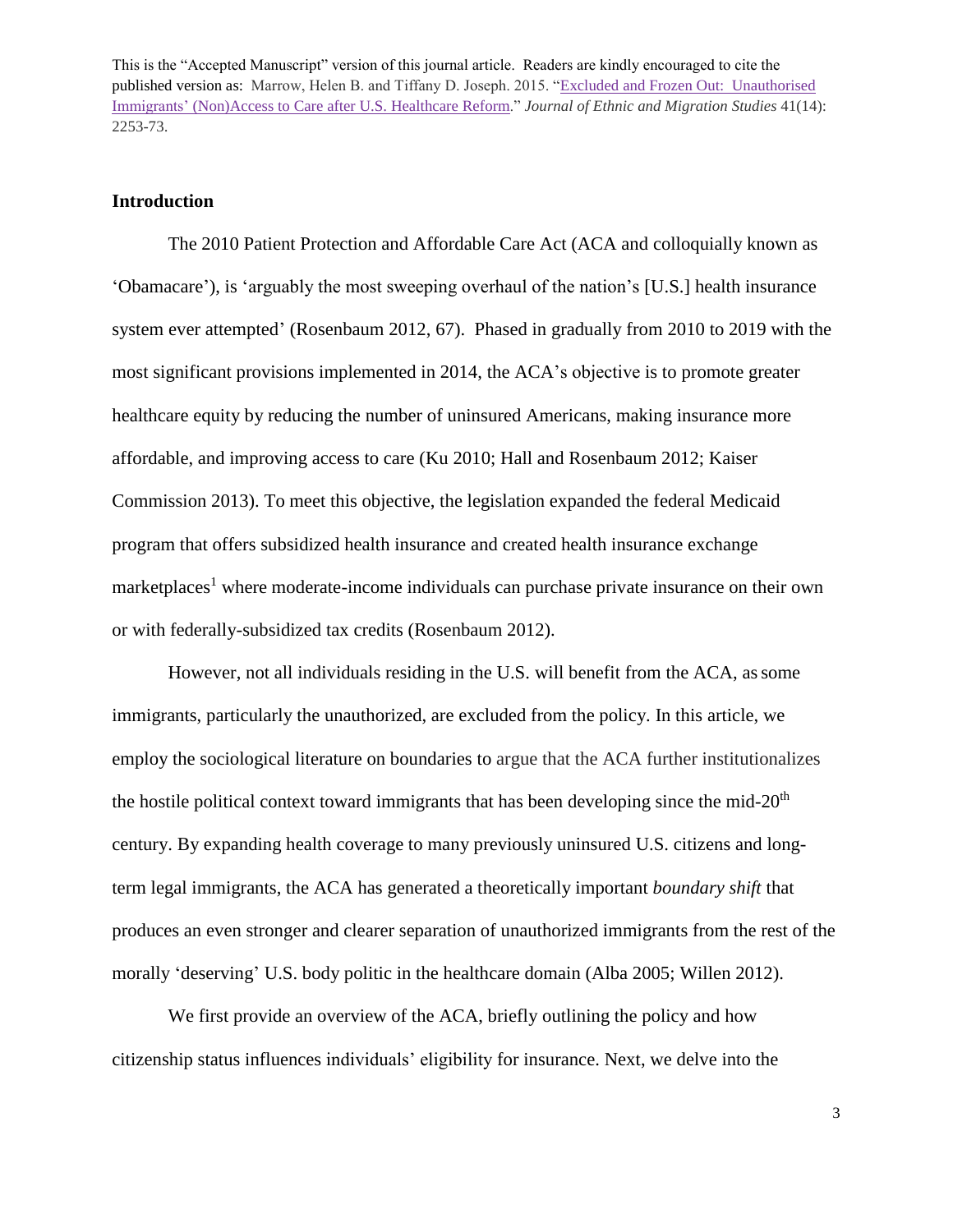This is the "Accepted Manuscript" version of this journal article. Readers are kindly encouraged to cite the published version as: Marrow, Helen B. and Tiffany D. Joseph. 2015. "Excluded and Frozen Out: Unauthorised Immigrants' (Non)Access to Care after U.S. Healthcare Reform." *Journal of Ethnic and Migration Studies* 41(14): 2253-73.

## Introduction

The 2010 Patient Protection and Affordable Care Act (ACA and colloquially known as 'Obamacare'), is 'arguably the most sweeping overhaul of the nation's [U.S.] health insurance system ever attempted' (Rosenbaum 2012, 67). Phased in gradually from 2010 to 2019 with the most significant provisions implemented in 2014, the ACA's objective is to promote greater healthcare equity by reducing the number of uninsured Americans, making insurance more affordable, and improving access to care (Ku 2010; Hall and Rosenbaum 2012; Kaiser Commission 2013). To meet this objective, the legislation expanded the federal Medicaid program that offers subsidized health insurance and created health insurance exchange marketplaces[1] where moderate-income individuals can purchase private insurance on their own or with federally-subsidized tax credits (Rosenbaum 2012).

However, not all individuals residing in the U.S. will benefit from the ACA, as some immigrants, particularly the unauthorized, are excluded from the policy. In this article, we employ the sociological literature on boundaries to argue that the ACA further institutionalizes the hostile political context toward immigrants that has been developing since the mid-20th century. By expanding health coverage to many previously uninsured U.S. citizens and long-term legal immigrants, the ACA has generated a theoretically important *boundary shift* that produces an even stronger and clearer separation of unauthorized immigrants from the rest of the morally 'deserving' U.S. body politic in the healthcare domain (Alba 2005; Willen 2012).

We first provide an overview of the ACA, briefly outlining the policy and how citizenship status influences individuals' eligibility for insurance. Next, we delve into the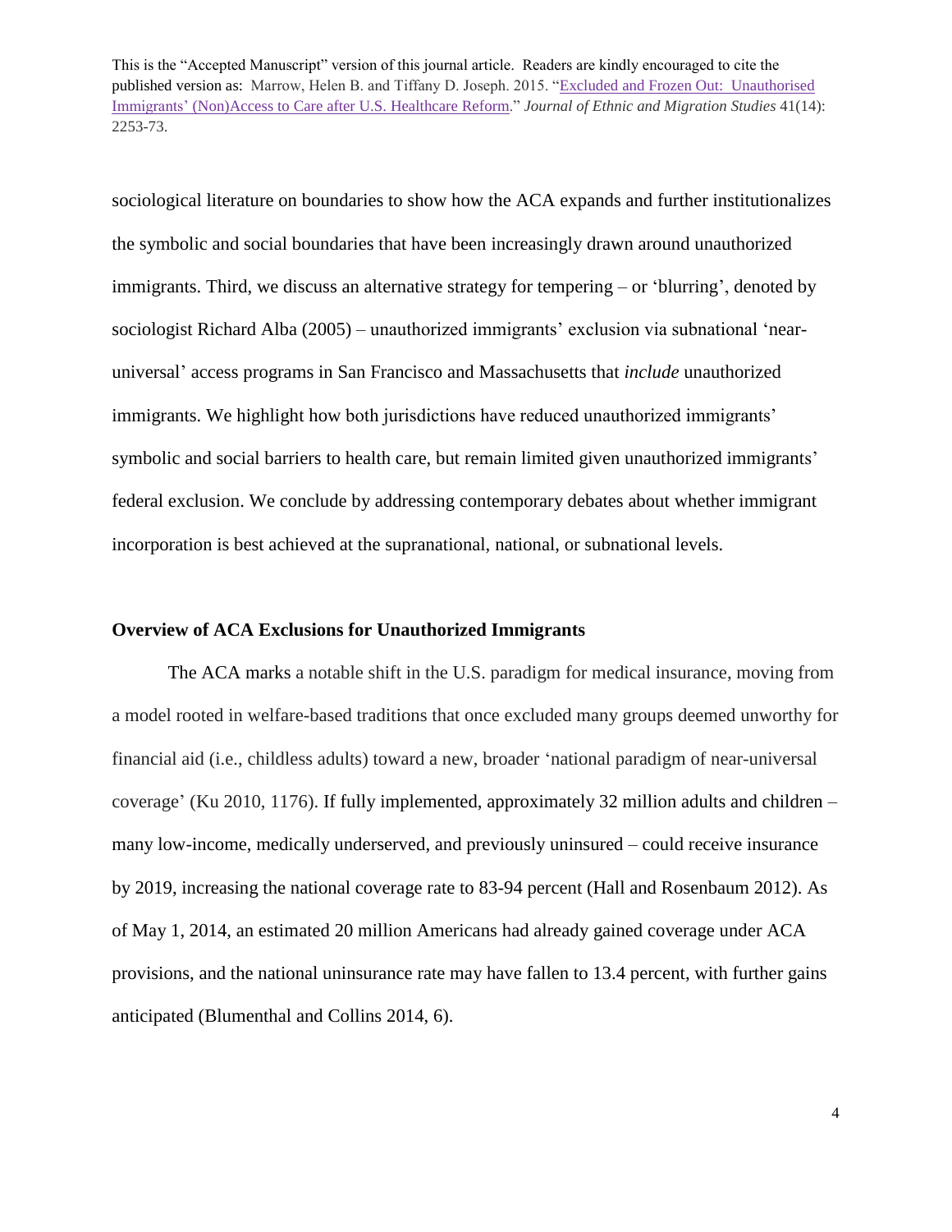sociological literature on boundaries to show how the ACA expands and further institutionalizes the symbolic and social boundaries that have been increasingly drawn around unauthorized immigrants. Third, we discuss an alternative strategy for tempering – or 'blurring', denoted by sociologist Richard Alba (2005) – unauthorized immigrants' exclusion via subnational 'near-universal' access programs in San Francisco and Massachusetts that *include* unauthorized immigrants. We highlight how both jurisdictions have reduced unauthorized immigrants' symbolic and social barriers to health care, but remain limited given unauthorized immigrants' federal exclusion. We conclude by addressing contemporary debates about whether immigrant incorporation is best achieved at the supranational, national, or subnational levels.

### Overview of ACA Exclusions for Unauthorized Immigrants

The ACA marks a notable shift in the U.S. paradigm for medical insurance, moving from a model rooted in welfare-based traditions that once excluded many groups deemed unworthy for financial aid (i.e., childless adults) toward a new, broader 'national paradigm of near-universal coverage' (Ku 2010, 1176). If fully implemented, approximately 32 million adults and children – many low-income, medically underserved, and previously uninsured – could receive insurance by 2019, increasing the national coverage rate to 83-94 percent (Hall and Rosenbaum 2012). As of May 1, 2014, an estimated 20 million Americans had already gained coverage under ACA provisions, and the national uninsurance rate may have fallen to 13.4 percent, with further gains anticipated (Blumenthal and Collins 2014, 6).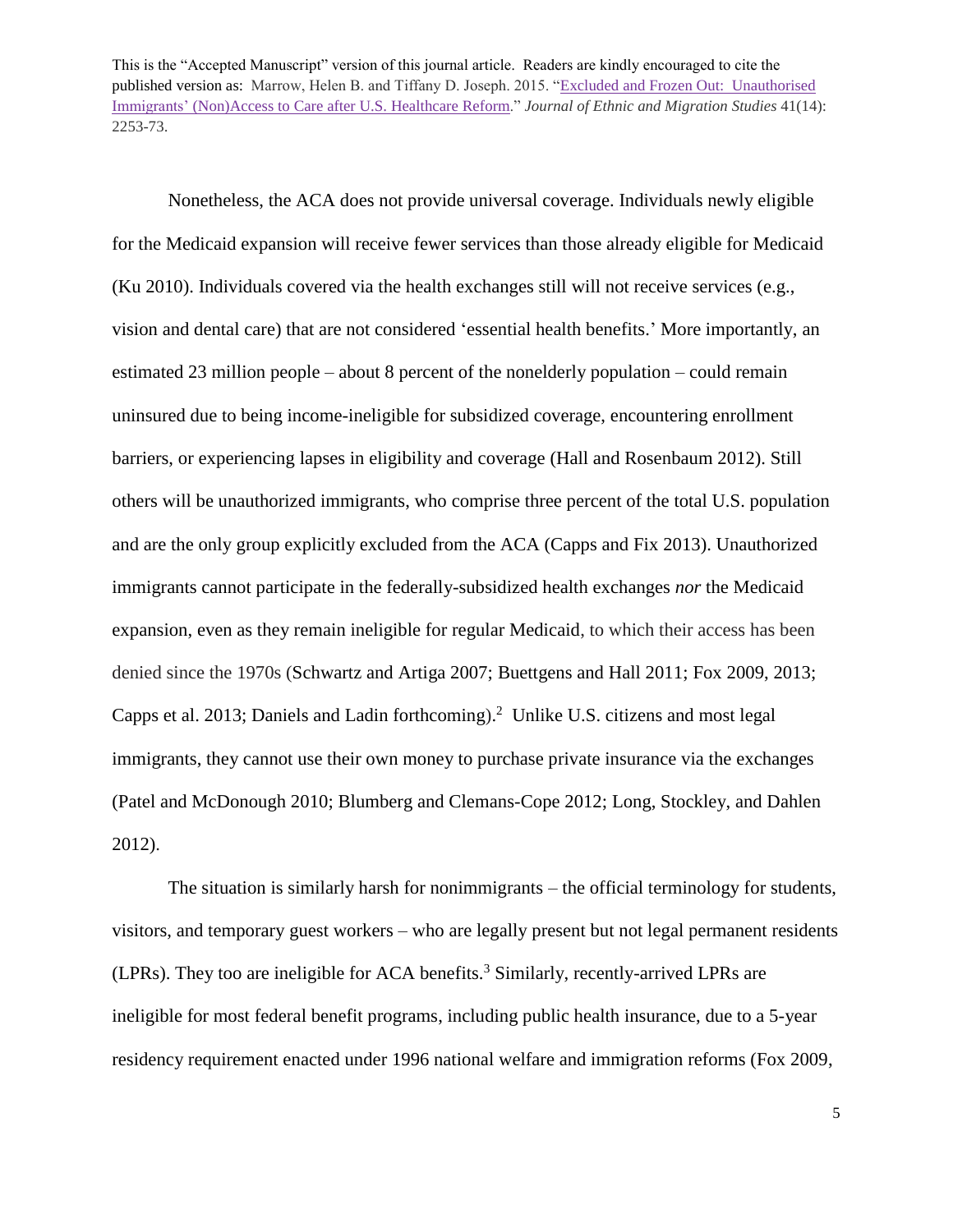Nonetheless, the ACA does not provide universal coverage. Individuals newly eligible for the Medicaid expansion will receive fewer services than those already eligible for Medicaid (Ku 2010). Individuals covered via the health exchanges still will not receive services (e.g., vision and dental care) that are not considered 'essential health benefits.' More importantly, an estimated 23 million people – about 8 percent of the nonelderly population – could remain uninsured due to being income-ineligible for subsidized coverage, encountering enrollment barriers, or experiencing lapses in eligibility and coverage (Hall and Rosenbaum 2012). Still others will be unauthorized immigrants, who comprise three percent of the total U.S. population and are the only group explicitly excluded from the ACA (Capps and Fix 2013). Unauthorized immigrants cannot participate in the federally-subsidized health exchanges *nor* the Medicaid expansion, even as they remain ineligible for regular Medicaid, to which their access has been denied since the 1970s (Schwartz and Artiga 2007; Buettgens and Hall 2011; Fox 2009, 2013; Capps et al. 2013; Daniels and Ladin forthcoming).[2] Unlike U.S. citizens and most legal immigrants, they cannot use their own money to purchase private insurance via the exchanges (Patel and McDonough 2010; Blumberg and Clemans-Cope 2012; Long, Stockley, and Dahlen 2012).

The situation is similarly harsh for nonimmigrants – the official terminology for students, visitors, and temporary guest workers – who are legally present but not legal permanent residents (LPRs). They too are ineligible for ACA benefits.[3] Similarly, recently-arrived LPRs are ineligible for most federal benefit programs, including public health insurance, due to a 5-year residency requirement enacted under 1996 national welfare and immigration reforms (Fox 2009,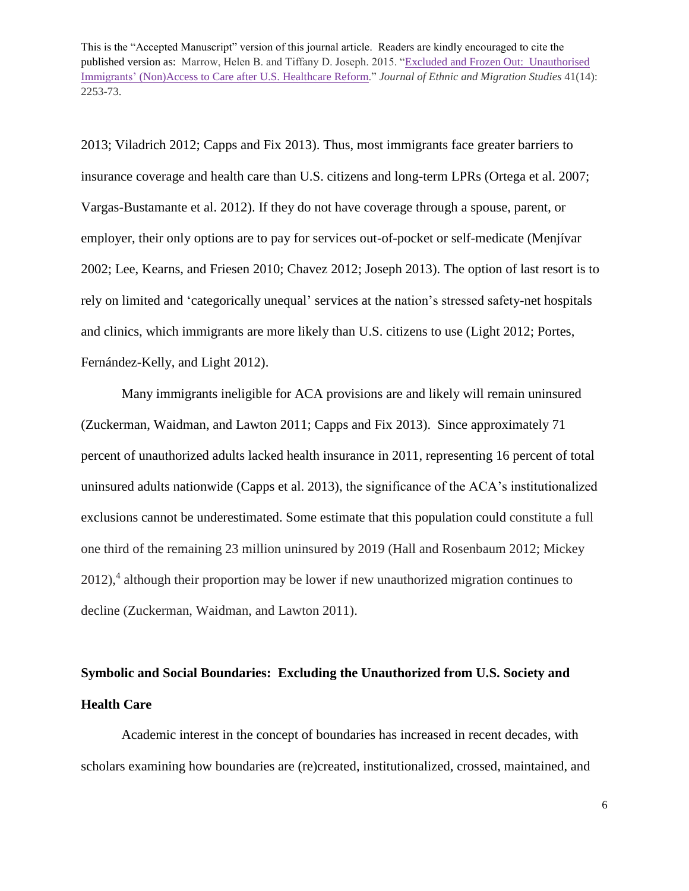2013; Viladrich 2012; Capps and Fix 2013). Thus, most immigrants face greater barriers to insurance coverage and health care than U.S. citizens and long-term LPRs (Ortega et al. 2007; Vargas-Bustamante et al. 2012). If they do not have coverage through a spouse, parent, or employer, their only options are to pay for services out-of-pocket or self-medicate (Menjívar 2002; Lee, Kearns, and Friesen 2010; Chavez 2012; Joseph 2013). The option of last resort is to rely on limited and 'categorically unequal' services at the nation's stressed safety-net hospitals and clinics, which immigrants are more likely than U.S. citizens to use (Light 2012; Portes, Fernández-Kelly, and Light 2012).

Many immigrants ineligible for ACA provisions are and likely will remain uninsured (Zuckerman, Waidman, and Lawton 2011; Capps and Fix 2013). Since approximately 71 percent of unauthorized adults lacked health insurance in 2011, representing 16 percent of total uninsured adults nationwide (Capps et al. 2013), the significance of the ACA's institutionalized exclusions cannot be underestimated. Some estimate that this population could constitute a full one third of the remaining 23 million uninsured by 2019 (Hall and Rosenbaum 2012; Mickey 2012),[4] although their proportion may be lower if new unauthorized migration continues to decline (Zuckerman, Waidman, and Lawton 2011).

## Symbolic and Social Boundaries: Excluding the Unauthorized from U.S. Society and Health Care

Academic interest in the concept of boundaries has increased in recent decades, with scholars examining how boundaries are (re)created, institutionalized, crossed, maintained, and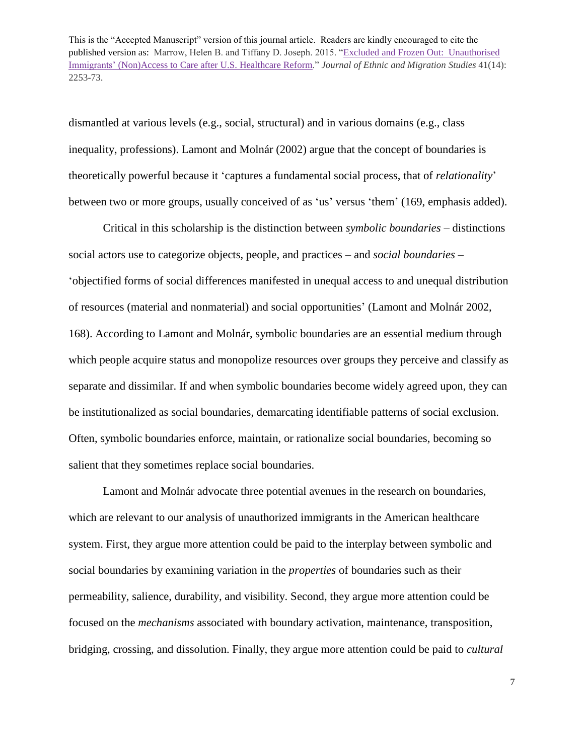dismantled at various levels (e.g., social, structural) and in various domains (e.g., class inequality, professions). Lamont and Molnár (2002) argue that the concept of boundaries is theoretically powerful because it 'captures a fundamental social process, that of *relationality*' between two or more groups, usually conceived of as 'us' versus 'them' (169, emphasis added).

Critical in this scholarship is the distinction between *symbolic boundaries* – distinctions social actors use to categorize objects, people, and practices – and *social boundaries* – 'objectified forms of social differences manifested in unequal access to and unequal distribution of resources (material and nonmaterial) and social opportunities' (Lamont and Molnár 2002, 168). According to Lamont and Molnár, symbolic boundaries are an essential medium through which people acquire status and monopolize resources over groups they perceive and classify as separate and dissimilar. If and when symbolic boundaries become widely agreed upon, they can be institutionalized as social boundaries, demarcating identifiable patterns of social exclusion. Often, symbolic boundaries enforce, maintain, or rationalize social boundaries, becoming so salient that they sometimes replace social boundaries.

Lamont and Molnár advocate three potential avenues in the research on boundaries, which are relevant to our analysis of unauthorized immigrants in the American healthcare system. First, they argue more attention could be paid to the interplay between symbolic and social boundaries by examining variation in the *properties* of boundaries such as their permeability, salience, durability, and visibility. Second, they argue more attention could be focused on the *mechanisms* associated with boundary activation, maintenance, transposition, bridging, crossing, and dissolution. Finally, they argue more attention could be paid to *cultural*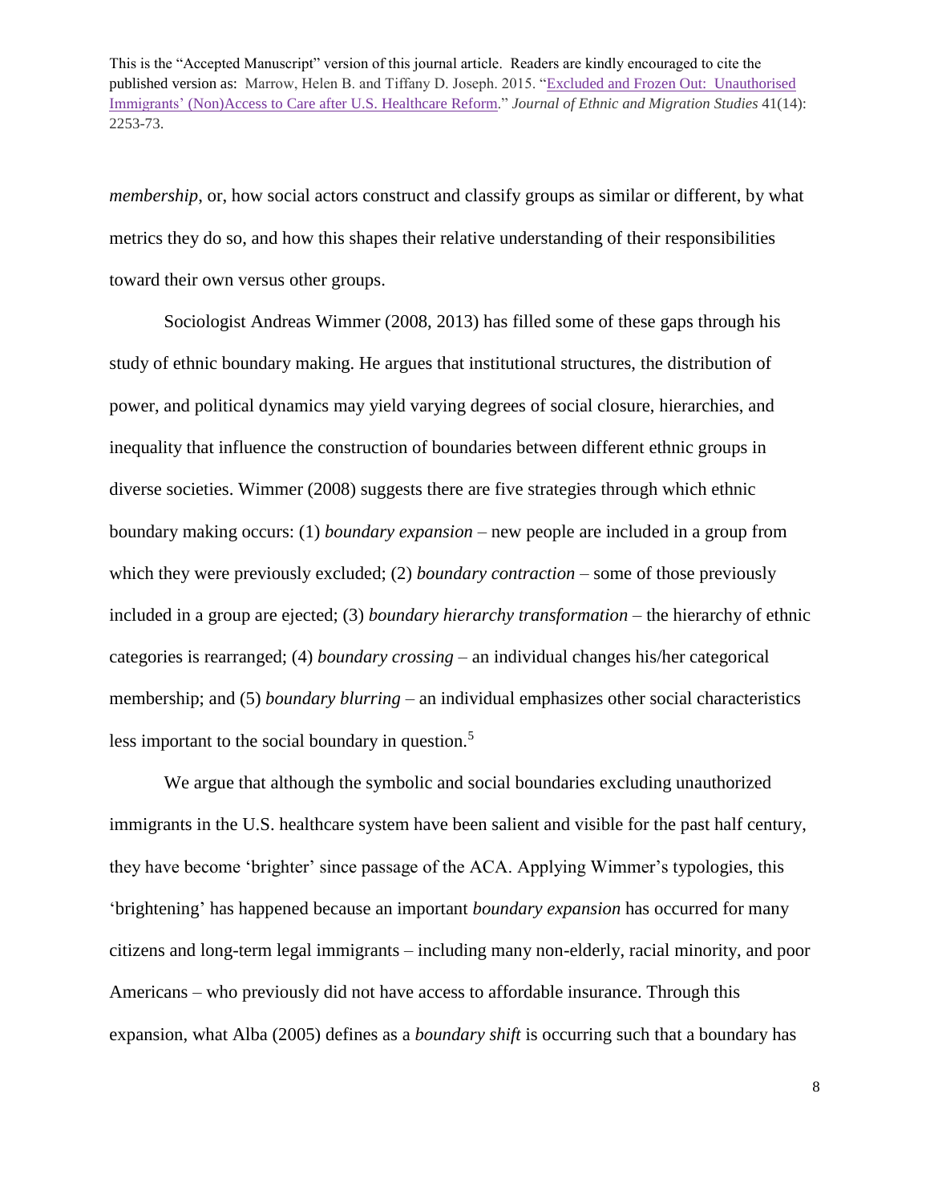*membership*, or, how social actors construct and classify groups as similar or different, by what metrics they do so, and how this shapes their relative understanding of their responsibilities toward their own versus other groups.

Sociologist Andreas Wimmer (2008, 2013) has filled some of these gaps through his study of ethnic boundary making. He argues that institutional structures, the distribution of power, and political dynamics may yield varying degrees of social closure, hierarchies, and inequality that influence the construction of boundaries between different ethnic groups in diverse societies. Wimmer (2008) suggests there are five strategies through which ethnic boundary making occurs: (1) *boundary expansion* – new people are included in a group from which they were previously excluded; (2) *boundary contraction* – some of those previously included in a group are ejected; (3) *boundary hierarchy transformation* – the hierarchy of ethnic categories is rearranged; (4) *boundary crossing* – an individual changes his/her categorical membership; and (5) *boundary blurring* – an individual emphasizes other social characteristics less important to the social boundary in question.[5]

We argue that although the symbolic and social boundaries excluding unauthorized immigrants in the U.S. healthcare system have been salient and visible for the past half century, they have become 'brighter' since passage of the ACA. Applying Wimmer's typologies, this 'brightening' has happened because an important *boundary expansion* has occurred for many citizens and long-term legal immigrants – including many non-elderly, racial minority, and poor Americans – who previously did not have access to affordable insurance. Through this expansion, what Alba (2005) defines as a *boundary shift* is occurring such that a boundary has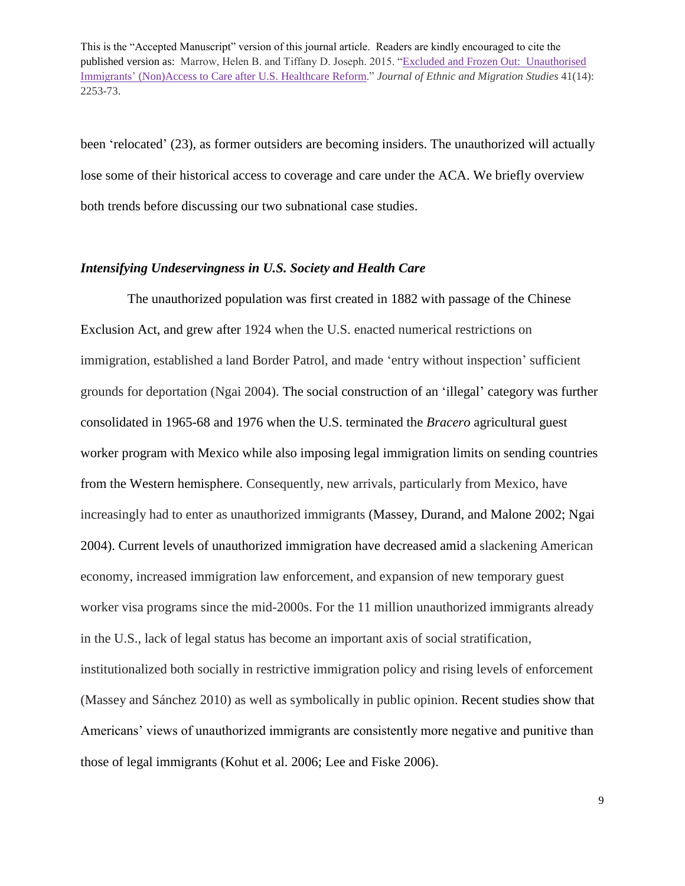been 'relocated' (23), as former outsiders are becoming insiders. The unauthorized will actually lose some of their historical access to coverage and care under the ACA. We briefly overview both trends before discussing our two subnational case studies.

### *Intensifying Undeservingness in U.S. Society and Health Care*

The unauthorized population was first created in 1882 with passage of the Chinese Exclusion Act, and grew after 1924 when the U.S. enacted numerical restrictions on immigration, established a land Border Patrol, and made 'entry without inspection' sufficient grounds for deportation (Ngai 2004). The social construction of an 'illegal' category was further consolidated in 1965-68 and 1976 when the U.S. terminated the *Bracero* agricultural guest worker program with Mexico while also imposing legal immigration limits on sending countries from the Western hemisphere. Consequently, new arrivals, particularly from Mexico, have increasingly had to enter as unauthorized immigrants (Massey, Durand, and Malone 2002; Ngai 2004). Current levels of unauthorized immigration have decreased amid a slackening American economy, increased immigration law enforcement, and expansion of new temporary guest worker visa programs since the mid-2000s. For the 11 million unauthorized immigrants already in the U.S., lack of legal status has become an important axis of social stratification, institutionalized both socially in restrictive immigration policy and rising levels of enforcement (Massey and Sánchez 2010) as well as symbolically in public opinion. Recent studies show that Americans' views of unauthorized immigrants are consistently more negative and punitive than those of legal immigrants (Kohut et al. 2006; Lee and Fiske 2006).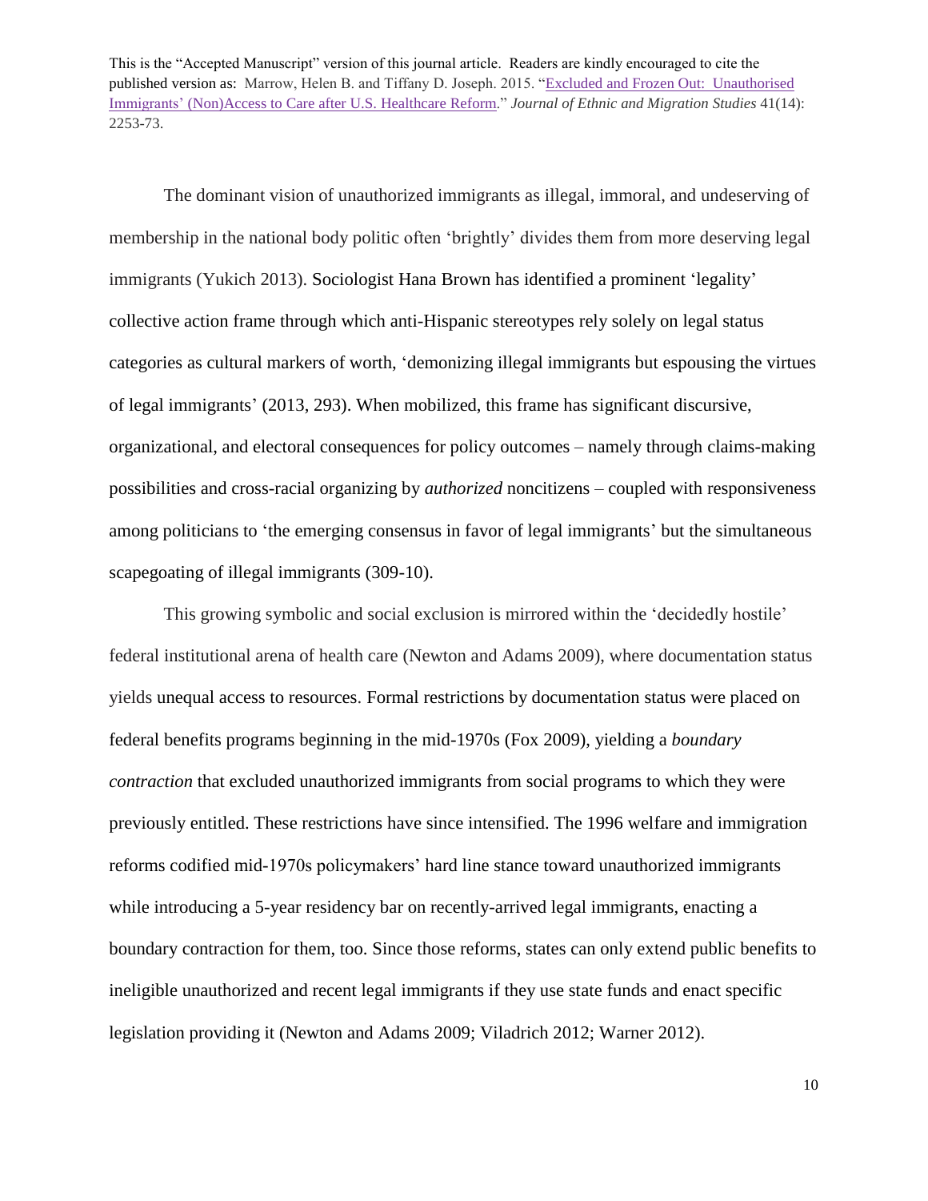The dominant vision of unauthorized immigrants as illegal, immoral, and undeserving of membership in the national body politic often 'brightly' divides them from more deserving legal immigrants (Yukich 2013). Sociologist Hana Brown has identified a prominent 'legality' collective action frame through which anti-Hispanic stereotypes rely solely on legal status categories as cultural markers of worth, 'demonizing illegal immigrants but espousing the virtues of legal immigrants' (2013, 293). When mobilized, this frame has significant discursive, organizational, and electoral consequences for policy outcomes – namely through claims-making possibilities and cross-racial organizing by *authorized* noncitizens – coupled with responsiveness among politicians to 'the emerging consensus in favor of legal immigrants' but the simultaneous scapegoating of illegal immigrants (309-10).

This growing symbolic and social exclusion is mirrored within the 'decidedly hostile' federal institutional arena of health care (Newton and Adams 2009), where documentation status yields unequal access to resources. Formal restrictions by documentation status were placed on federal benefits programs beginning in the mid-1970s (Fox 2009), yielding a *boundary contraction* that excluded unauthorized immigrants from social programs to which they were previously entitled. These restrictions have since intensified. The 1996 welfare and immigration reforms codified mid-1970s policymakers' hard line stance toward unauthorized immigrants while introducing a 5-year residency bar on recently-arrived legal immigrants, enacting a boundary contraction for them, too. Since those reforms, states can only extend public benefits to ineligible unauthorized and recent legal immigrants if they use state funds and enact specific legislation providing it (Newton and Adams 2009; Viladrich 2012; Warner 2012).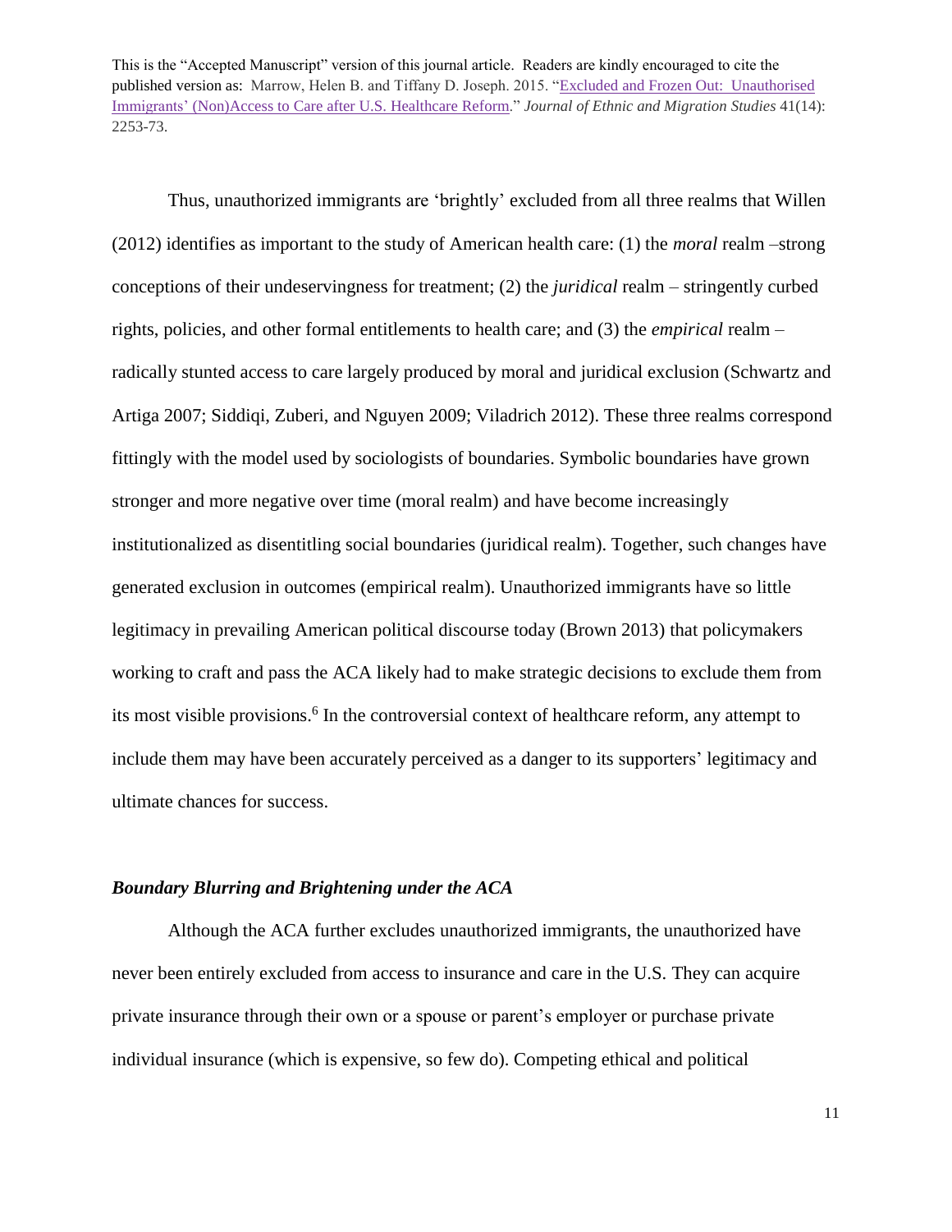Thus, unauthorized immigrants are 'brightly' excluded from all three realms that Willen (2012) identifies as important to the study of American health care: (1) the *moral* realm –strong conceptions of their undeservingness for treatment; (2) the *juridical* realm – stringently curbed rights, policies, and other formal entitlements to health care; and (3) the *empirical* realm – radically stunted access to care largely produced by moral and juridical exclusion (Schwartz and Artiga 2007; Siddiqi, Zuberi, and Nguyen 2009; Viladrich 2012). These three realms correspond fittingly with the model used by sociologists of boundaries. Symbolic boundaries have grown stronger and more negative over time (moral realm) and have become increasingly institutionalized as disentitling social boundaries (juridical realm). Together, such changes have generated exclusion in outcomes (empirical realm). Unauthorized immigrants have so little legitimacy in prevailing American political discourse today (Brown 2013) that policymakers working to craft and pass the ACA likely had to make strategic decisions to exclude them from its most visible provisions.[6] In the controversial context of healthcare reform, any attempt to include them may have been accurately perceived as a danger to its supporters' legitimacy and ultimate chances for success.

### *Boundary Blurring and Brightening under the ACA*

Although the ACA further excludes unauthorized immigrants, the unauthorized have never been entirely excluded from access to insurance and care in the U.S. They can acquire private insurance through their own or a spouse or parent's employer or purchase private individual insurance (which is expensive, so few do). Competing ethical and political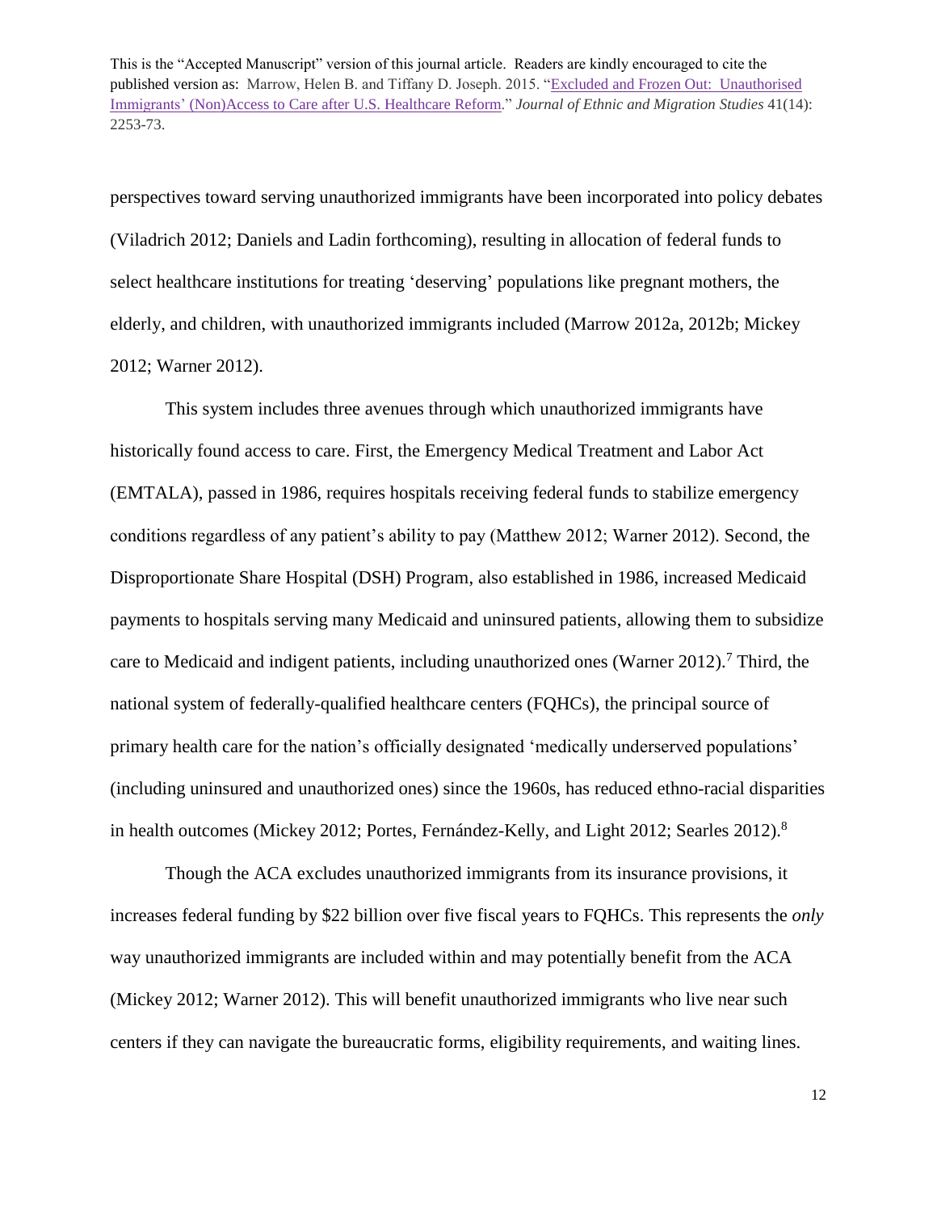perspectives toward serving unauthorized immigrants have been incorporated into policy debates (Viladrich 2012; Daniels and Ladin forthcoming), resulting in allocation of federal funds to select healthcare institutions for treating 'deserving' populations like pregnant mothers, the elderly, and children, with unauthorized immigrants included (Marrow 2012a, 2012b; Mickey 2012; Warner 2012).

This system includes three avenues through which unauthorized immigrants have historically found access to care. First, the Emergency Medical Treatment and Labor Act (EMTALA), passed in 1986, requires hospitals receiving federal funds to stabilize emergency conditions regardless of any patient's ability to pay (Matthew 2012; Warner 2012). Second, the Disproportionate Share Hospital (DSH) Program, also established in 1986, increased Medicaid payments to hospitals serving many Medicaid and uninsured patients, allowing them to subsidize care to Medicaid and indigent patients, including unauthorized ones (Warner 2012).[7] Third, the national system of federally-qualified healthcare centers (FQHCs), the principal source of primary health care for the nation's officially designated 'medically underserved populations' (including uninsured and unauthorized ones) since the 1960s, has reduced ethno-racial disparities in health outcomes (Mickey 2012; Portes, Fernández-Kelly, and Light 2012; Searles 2012).[8]

Though the ACA excludes unauthorized immigrants from its insurance provisions, it increases federal funding by $22 billion over five fiscal years to FQHCs. This represents the *only* way unauthorized immigrants are included within and may potentially benefit from the ACA (Mickey 2012; Warner 2012). This will benefit unauthorized immigrants who live near such centers if they can navigate the bureaucratic forms, eligibility requirements, and waiting lines.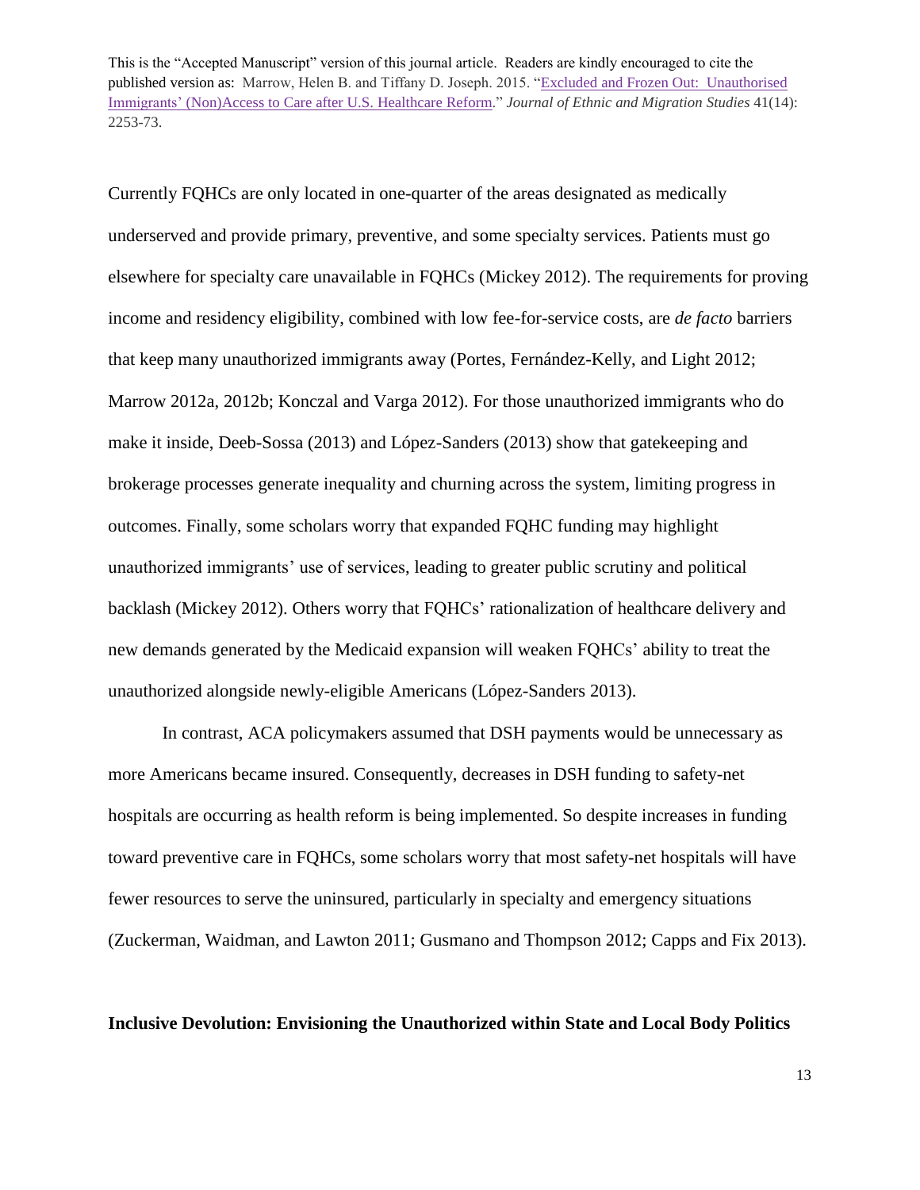Currently FQHCs are only located in one-quarter of the areas designated as medically underserved and provide primary, preventive, and some specialty services. Patients must go elsewhere for specialty care unavailable in FQHCs (Mickey 2012). The requirements for proving income and residency eligibility, combined with low fee-for-service costs, are *de facto* barriers that keep many unauthorized immigrants away (Portes, Fernández-Kelly, and Light 2012; Marrow 2012a, 2012b; Konczal and Varga 2012). For those unauthorized immigrants who do make it inside, Deeb-Sossa (2013) and López-Sanders (2013) show that gatekeeping and brokerage processes generate inequality and churning across the system, limiting progress in outcomes. Finally, some scholars worry that expanded FQHC funding may highlight unauthorized immigrants' use of services, leading to greater public scrutiny and political backlash (Mickey 2012). Others worry that FQHCs' rationalization of healthcare delivery and new demands generated by the Medicaid expansion will weaken FQHCs' ability to treat the unauthorized alongside newly-eligible Americans (López-Sanders 2013).

In contrast, ACA policymakers assumed that DSH payments would be unnecessary as more Americans became insured. Consequently, decreases in DSH funding to safety-net hospitals are occurring as health reform is being implemented. So despite increases in funding toward preventive care in FQHCs, some scholars worry that most safety-net hospitals will have fewer resources to serve the uninsured, particularly in specialty and emergency situations (Zuckerman, Waidman, and Lawton 2011; Gusmano and Thompson 2012; Capps and Fix 2013).

**Inclusive Devolution: Envisioning the Unauthorized within State and Local Body Politics**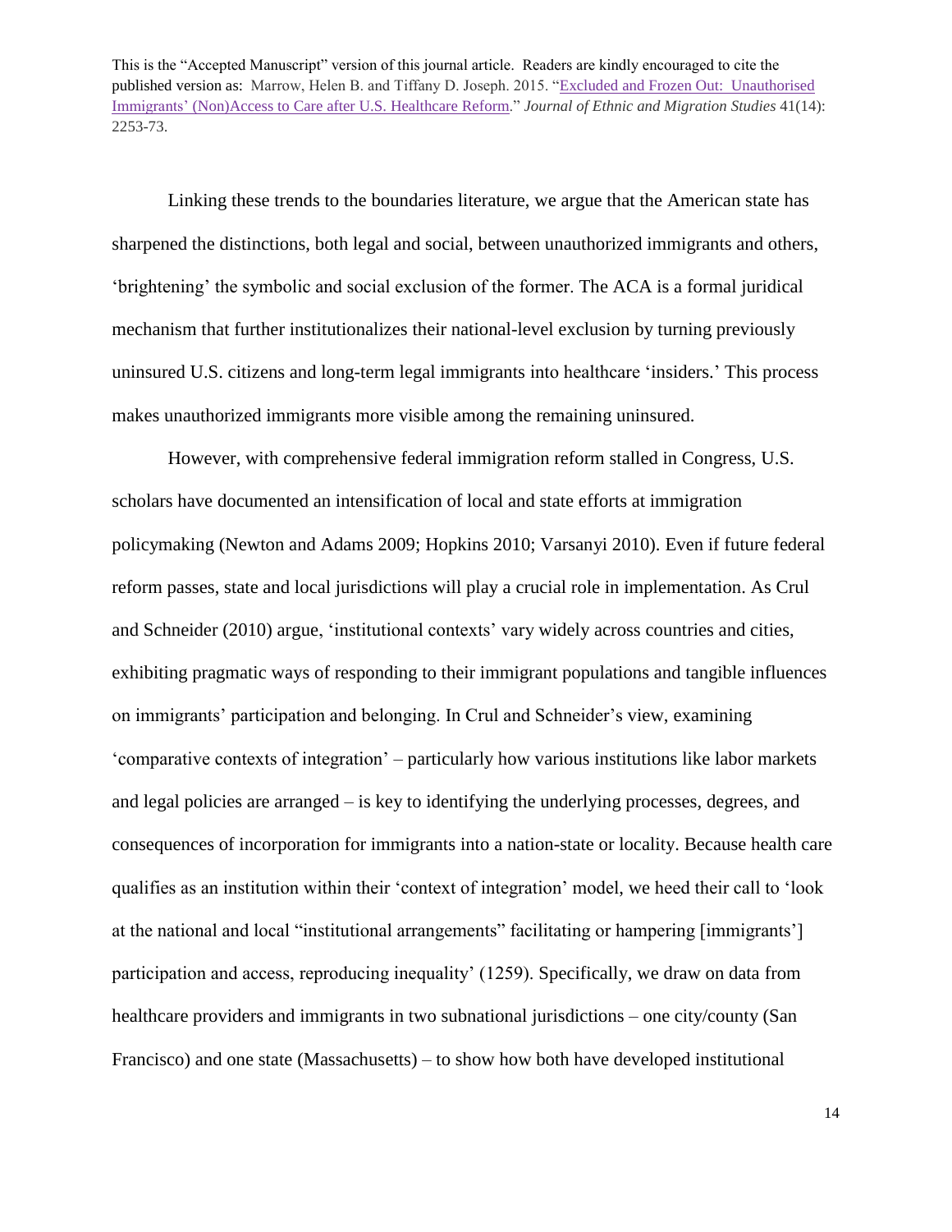Linking these trends to the boundaries literature, we argue that the American state has sharpened the distinctions, both legal and social, between unauthorized immigrants and others, 'brightening' the symbolic and social exclusion of the former. The ACA is a formal juridical mechanism that further institutionalizes their national-level exclusion by turning previously uninsured U.S. citizens and long-term legal immigrants into healthcare 'insiders.' This process makes unauthorized immigrants more visible among the remaining uninsured.

However, with comprehensive federal immigration reform stalled in Congress, U.S. scholars have documented an intensification of local and state efforts at immigration policymaking (Newton and Adams 2009; Hopkins 2010; Varsanyi 2010). Even if future federal reform passes, state and local jurisdictions will play a crucial role in implementation. As Crul and Schneider (2010) argue, 'institutional contexts' vary widely across countries and cities, exhibiting pragmatic ways of responding to their immigrant populations and tangible influences on immigrants' participation and belonging. In Crul and Schneider's view, examining 'comparative contexts of integration' – particularly how various institutions like labor markets and legal policies are arranged – is key to identifying the underlying processes, degrees, and consequences of incorporation for immigrants into a nation-state or locality. Because health care qualifies as an institution within their 'context of integration' model, we heed their call to 'look at the national and local "institutional arrangements" facilitating or hampering [immigrants'] participation and access, reproducing inequality' (1259). Specifically, we draw on data from healthcare providers and immigrants in two subnational jurisdictions – one city/county (San Francisco) and one state (Massachusetts) – to show how both have developed institutional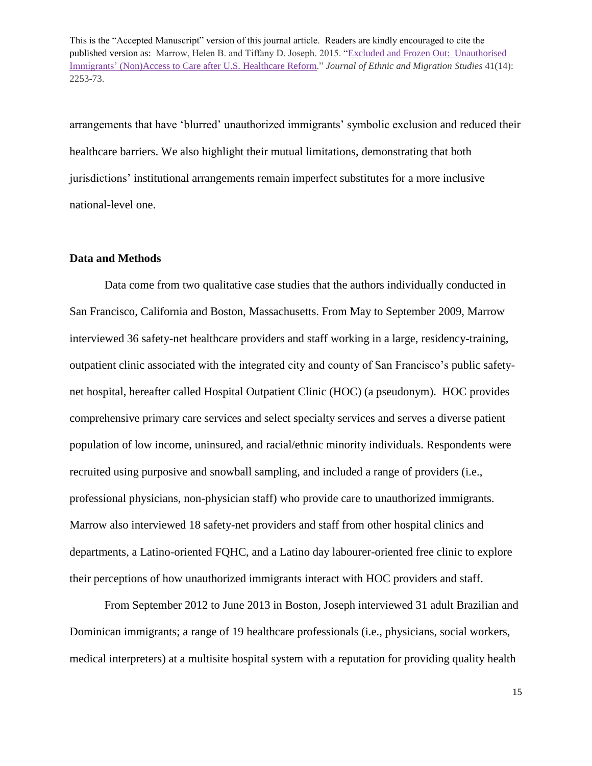arrangements that have 'blurred' unauthorized immigrants' symbolic exclusion and reduced their healthcare barriers. We also highlight their mutual limitations, demonstrating that both jurisdictions' institutional arrangements remain imperfect substitutes for a more inclusive national-level one.

**Data and Methods**

Data come from two qualitative case studies that the authors individually conducted in San Francisco, California and Boston, Massachusetts. From May to September 2009, Marrow interviewed 36 safety-net healthcare providers and staff working in a large, residency-training, outpatient clinic associated with the integrated city and county of San Francisco's public safety-net hospital, hereafter called Hospital Outpatient Clinic (HOC) (a pseudonym). HOC provides comprehensive primary care services and select specialty services and serves a diverse patient population of low income, uninsured, and racial/ethnic minority individuals. Respondents were recruited using purposive and snowball sampling, and included a range of providers (i.e., professional physicians, non-physician staff) who provide care to unauthorized immigrants. Marrow also interviewed 18 safety-net providers and staff from other hospital clinics and departments, a Latino-oriented FQHC, and a Latino day labourer-oriented free clinic to explore their perceptions of how unauthorized immigrants interact with HOC providers and staff.

From September 2012 to June 2013 in Boston, Joseph interviewed 31 adult Brazilian and Dominican immigrants; a range of 19 healthcare professionals (i.e., physicians, social workers, medical interpreters) at a multisite hospital system with a reputation for providing quality health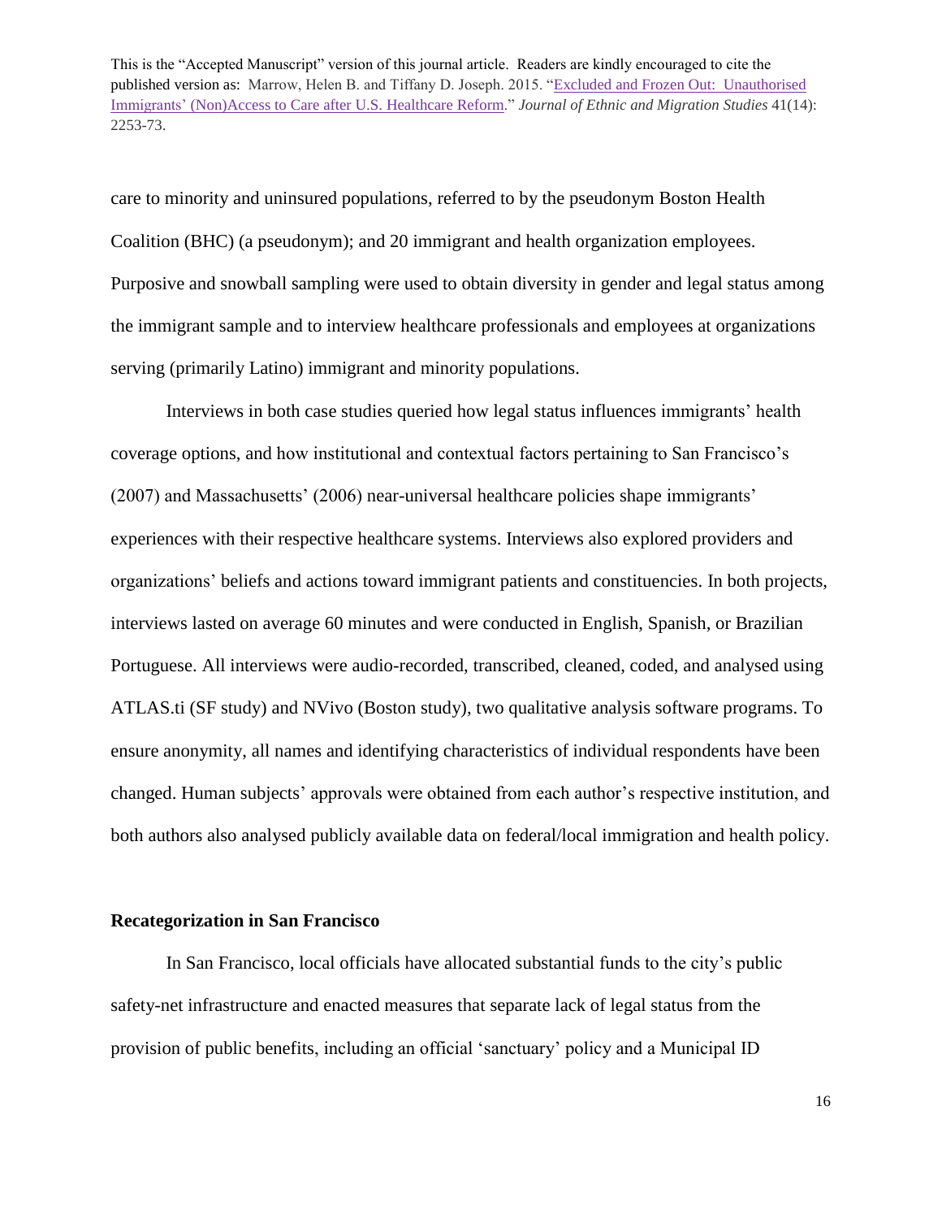care to minority and uninsured populations, referred to by the pseudonym Boston Health Coalition (BHC) (a pseudonym); and 20 immigrant and health organization employees. Purposive and snowball sampling were used to obtain diversity in gender and legal status among the immigrant sample and to interview healthcare professionals and employees at organizations serving (primarily Latino) immigrant and minority populations.

Interviews in both case studies queried how legal status influences immigrants' health coverage options, and how institutional and contextual factors pertaining to San Francisco's (2007) and Massachusetts' (2006) near-universal healthcare policies shape immigrants' experiences with their respective healthcare systems. Interviews also explored providers and organizations' beliefs and actions toward immigrant patients and constituencies. In both projects, interviews lasted on average 60 minutes and were conducted in English, Spanish, or Brazilian Portuguese. All interviews were audio-recorded, transcribed, cleaned, coded, and analysed using ATLAS.ti (SF study) and NVivo (Boston study), two qualitative analysis software programs. To ensure anonymity, all names and identifying characteristics of individual respondents have been changed. Human subjects' approvals were obtained from each author's respective institution, and both authors also analysed publicly available data on federal/local immigration and health policy.

### Recategorization in San Francisco

In San Francisco, local officials have allocated substantial funds to the city's public safety-net infrastructure and enacted measures that separate lack of legal status from the provision of public benefits, including an official 'sanctuary' policy and a Municipal ID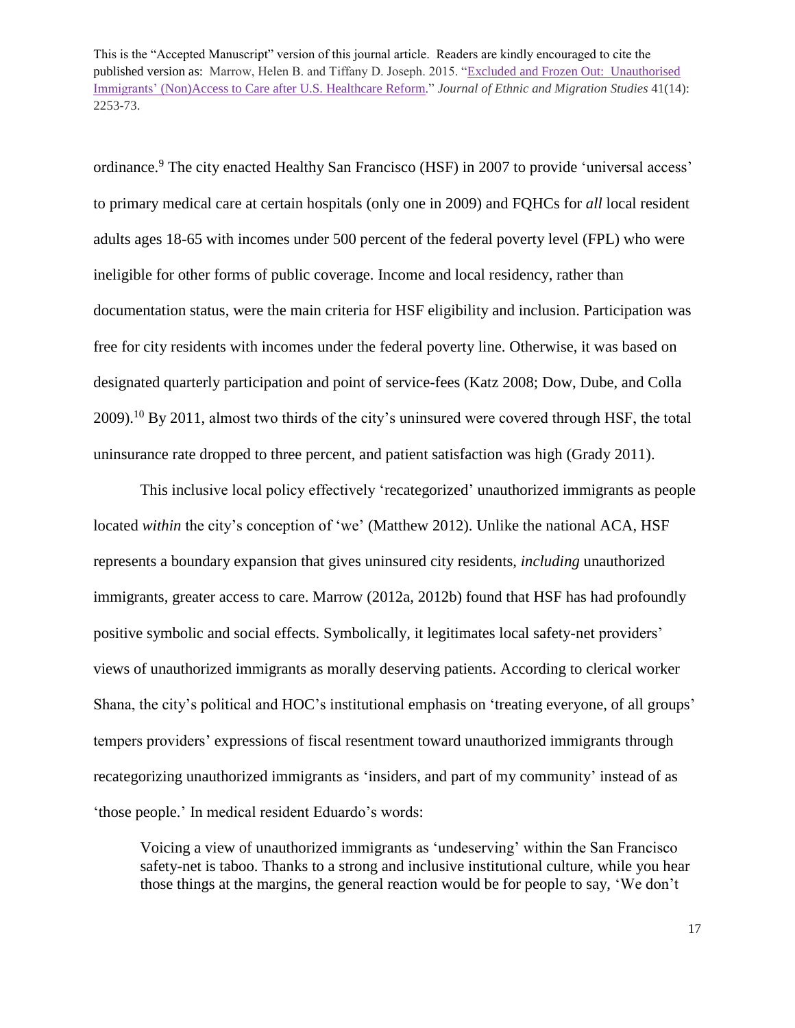ordinance.[9] The city enacted Healthy San Francisco (HSF) in 2007 to provide 'universal access' to primary medical care at certain hospitals (only one in 2009) and FQHCs for *all* local resident adults ages 18-65 with incomes under 500 percent of the federal poverty level (FPL) who were ineligible for other forms of public coverage. Income and local residency, rather than documentation status, were the main criteria for HSF eligibility and inclusion. Participation was free for city residents with incomes under the federal poverty line. Otherwise, it was based on designated quarterly participation and point of service-fees (Katz 2008; Dow, Dube, and Colla 2009).[10] By 2011, almost two thirds of the city's uninsured were covered through HSF, the total uninsurance rate dropped to three percent, and patient satisfaction was high (Grady 2011).

This inclusive local policy effectively 'recategorized' unauthorized immigrants as people located *within* the city's conception of 'we' (Matthew 2012). Unlike the national ACA, HSF represents a boundary expansion that gives uninsured city residents, *including* unauthorized immigrants, greater access to care. Marrow (2012a, 2012b) found that HSF has had profoundly positive symbolic and social effects. Symbolically, it legitimates local safety-net providers' views of unauthorized immigrants as morally deserving patients. According to clerical worker Shana, the city's political and HOC's institutional emphasis on 'treating everyone, of all groups' tempers providers' expressions of fiscal resentment toward unauthorized immigrants through recategorizing unauthorized immigrants as 'insiders, and part of my community' instead of as 'those people.' In medical resident Eduardo's words:

> Voicing a view of unauthorized immigrants as 'undeserving' within the San Francisco safety-net is taboo. Thanks to a strong and inclusive institutional culture, while you hear those things at the margins, the general reaction would be for people to say, 'We don't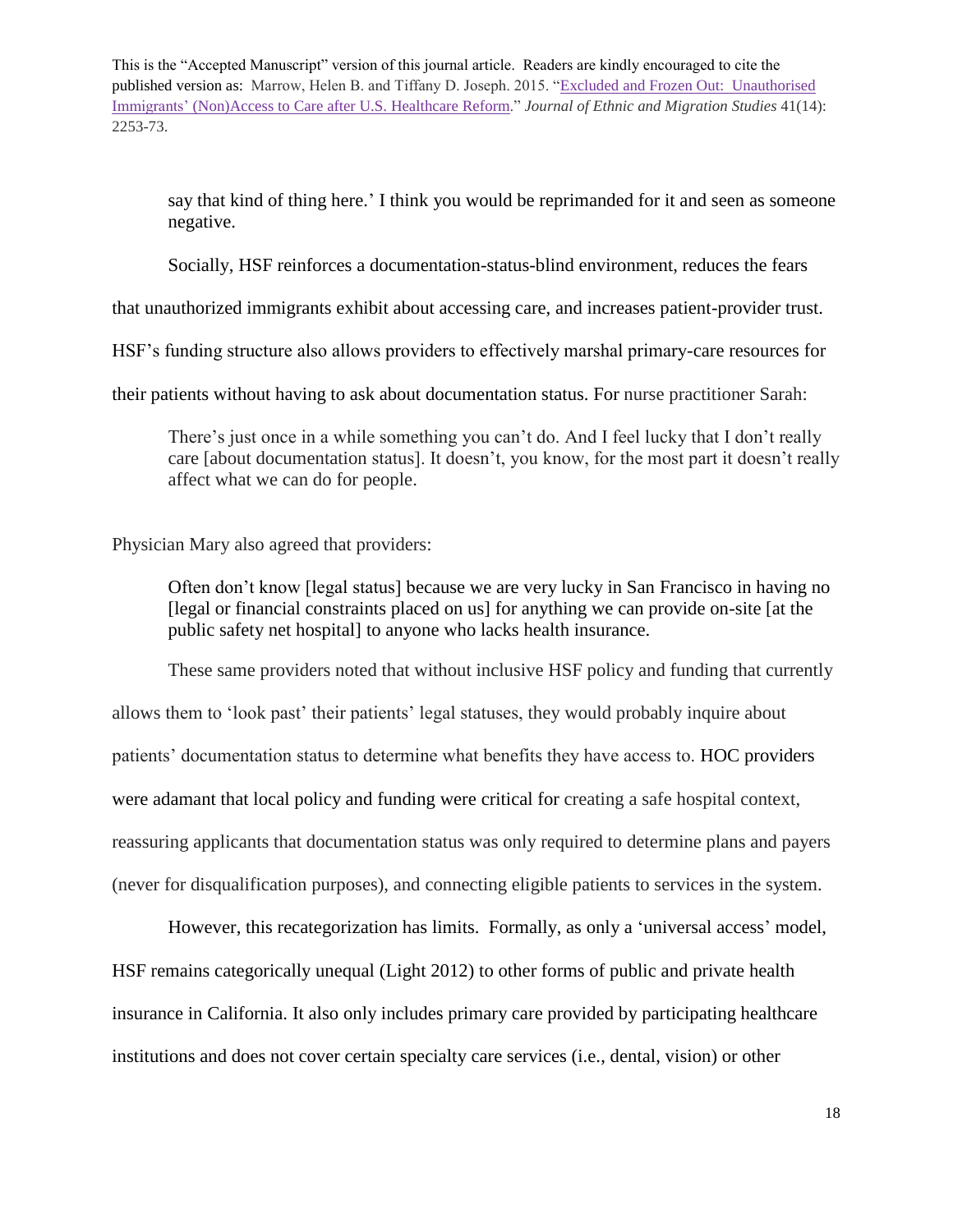> say that kind of thing here.' I think you would be reprimanded for it and seen as someone negative.

Socially, HSF reinforces a documentation-status-blind environment, reduces the fears that unauthorized immigrants exhibit about accessing care, and increases patient-provider trust. HSF's funding structure also allows providers to effectively marshal primary-care resources for their patients without having to ask about documentation status. For nurse practitioner Sarah:

> There's just once in a while something you can't do. And I feel lucky that I don't really care [about documentation status]. It doesn't, you know, for the most part it doesn't really affect what we can do for people.

Physician Mary also agreed that providers:

> Often don't know [legal status] because we are very lucky in San Francisco in having no [legal or financial constraints placed on us] for anything we can provide on-site [at the public safety net hospital] to anyone who lacks health insurance.

These same providers noted that without inclusive HSF policy and funding that currently allows them to 'look past' their patients' legal statuses, they would probably inquire about patients' documentation status to determine what benefits they have access to. HOC providers were adamant that local policy and funding were critical for creating a safe hospital context, reassuring applicants that documentation status was only required to determine plans and payers (never for disqualification purposes), and connecting eligible patients to services in the system.

However, this recategorization has limits. Formally, as only a 'universal access' model, HSF remains categorically unequal (Light 2012) to other forms of public and private health insurance in California. It also only includes primary care provided by participating healthcare institutions and does not cover certain specialty care services (i.e., dental, vision) or other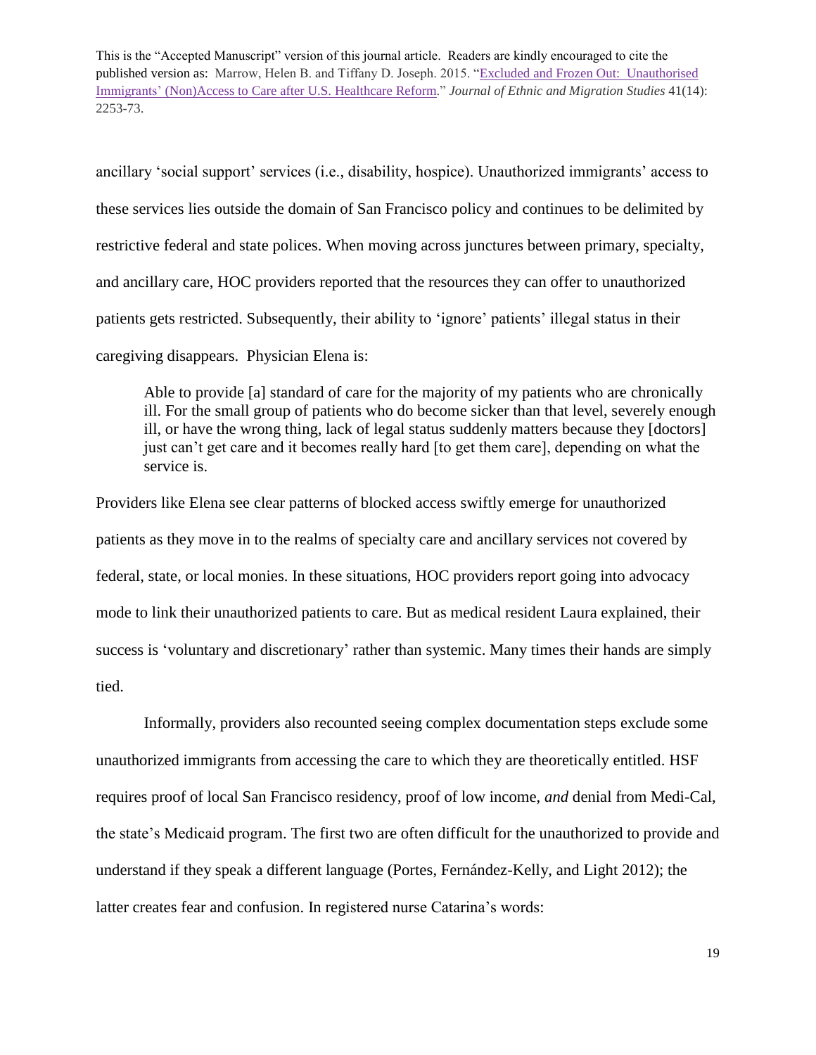ancillary 'social support' services (i.e., disability, hospice). Unauthorized immigrants' access to these services lies outside the domain of San Francisco policy and continues to be delimited by restrictive federal and state polices. When moving across junctures between primary, specialty, and ancillary care, HOC providers reported that the resources they can offer to unauthorized patients gets restricted. Subsequently, their ability to 'ignore' patients' illegal status in their caregiving disappears. Physician Elena is:

> Able to provide [a] standard of care for the majority of my patients who are chronically ill. For the small group of patients who do become sicker than that level, severely enough ill, or have the wrong thing, lack of legal status suddenly matters because they [doctors] just can't get care and it becomes really hard [to get them care], depending on what the service is.

Providers like Elena see clear patterns of blocked access swiftly emerge for unauthorized patients as they move in to the realms of specialty care and ancillary services not covered by federal, state, or local monies. In these situations, HOC providers report going into advocacy mode to link their unauthorized patients to care. But as medical resident Laura explained, their success is 'voluntary and discretionary' rather than systemic. Many times their hands are simply tied.

Informally, providers also recounted seeing complex documentation steps exclude some unauthorized immigrants from accessing the care to which they are theoretically entitled. HSF requires proof of local San Francisco residency, proof of low income, *and* denial from Medi-Cal, the state's Medicaid program. The first two are often difficult for the unauthorized to provide and understand if they speak a different language (Portes, Fernández-Kelly, and Light 2012); the latter creates fear and confusion. In registered nurse Catarina's words: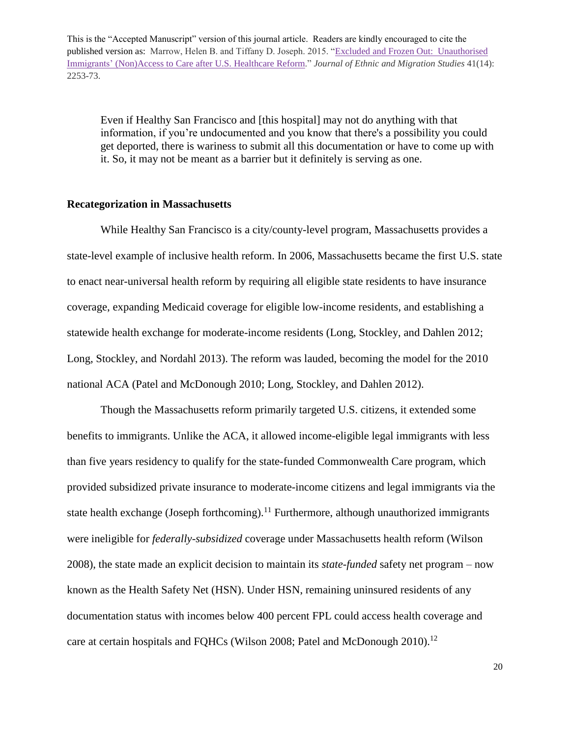> Even if Healthy San Francisco and [this hospital] may not do anything with that information, if you're undocumented and you know that there's a possibility you could get deported, there is wariness to submit all this documentation or have to come up with it. So, it may not be meant as a barrier but it definitely is serving as one.

**Recategorization in Massachusetts**

While Healthy San Francisco is a city/county-level program, Massachusetts provides a state-level example of inclusive health reform. In 2006, Massachusetts became the first U.S. state to enact near-universal health reform by requiring all eligible state residents to have insurance coverage, expanding Medicaid coverage for eligible low-income residents, and establishing a statewide health exchange for moderate-income residents (Long, Stockley, and Dahlen 2012; Long, Stockley, and Nordahl 2013). The reform was lauded, becoming the model for the 2010 national ACA (Patel and McDonough 2010; Long, Stockley, and Dahlen 2012).

Though the Massachusetts reform primarily targeted U.S. citizens, it extended some benefits to immigrants. Unlike the ACA, it allowed income-eligible legal immigrants with less than five years residency to qualify for the state-funded Commonwealth Care program, which provided subsidized private insurance to moderate-income citizens and legal immigrants via the state health exchange (Joseph forthcoming).[11] Furthermore, although unauthorized immigrants were ineligible for *federally-subsidized* coverage under Massachusetts health reform (Wilson 2008), the state made an explicit decision to maintain its *state-funded* safety net program – now known as the Health Safety Net (HSN). Under HSN, remaining uninsured residents of any documentation status with incomes below 400 percent FPL could access health coverage and care at certain hospitals and FQHCs (Wilson 2008; Patel and McDonough 2010).[12]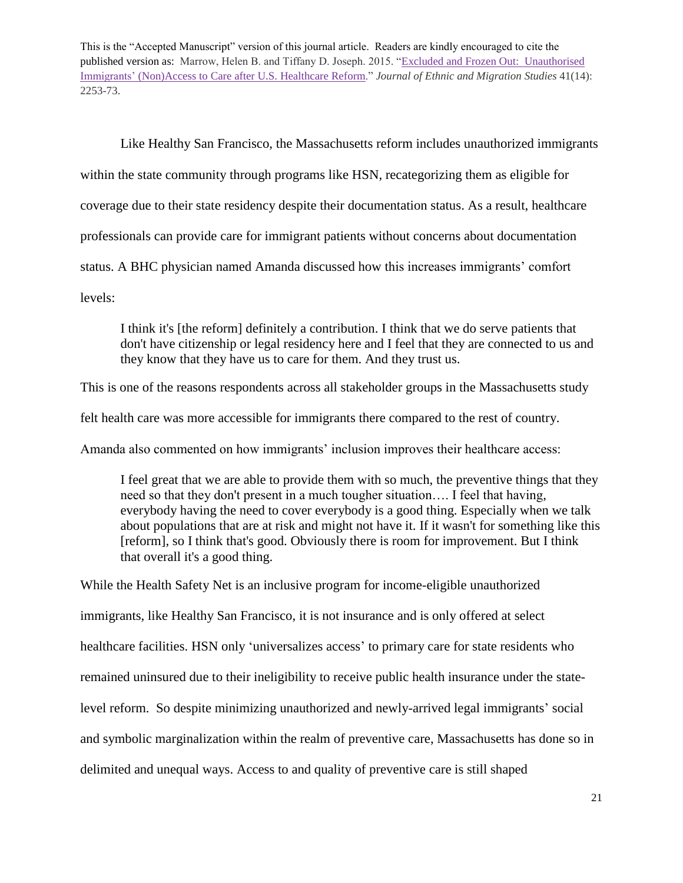Like Healthy San Francisco, the Massachusetts reform includes unauthorized immigrants within the state community through programs like HSN, recategorizing them as eligible for coverage due to their state residency despite their documentation status. As a result, healthcare professionals can provide care for immigrant patients without concerns about documentation status. A BHC physician named Amanda discussed how this increases immigrants' comfort levels:

> I think it's [the reform] definitely a contribution. I think that we do serve patients that don't have citizenship or legal residency here and I feel that they are connected to us and they know that they have us to care for them. And they trust us.

This is one of the reasons respondents across all stakeholder groups in the Massachusetts study felt health care was more accessible for immigrants there compared to the rest of country. Amanda also commented on how immigrants' inclusion improves their healthcare access:

> I feel great that we are able to provide them with so much, the preventive things that they need so that they don't present in a much tougher situation…. I feel that having, everybody having the need to cover everybody is a good thing. Especially when we talk about populations that are at risk and might not have it. If it wasn't for something like this [reform], so I think that's good. Obviously there is room for improvement. But I think that overall it's a good thing.

While the Health Safety Net is an inclusive program for income-eligible unauthorized immigrants, like Healthy San Francisco, it is not insurance and is only offered at select healthcare facilities. HSN only 'universalizes access' to primary care for state residents who remained uninsured due to their ineligibility to receive public health insurance under the state-level reform. So despite minimizing unauthorized and newly-arrived legal immigrants' social and symbolic marginalization within the realm of preventive care, Massachusetts has done so in delimited and unequal ways. Access to and quality of preventive care is still shaped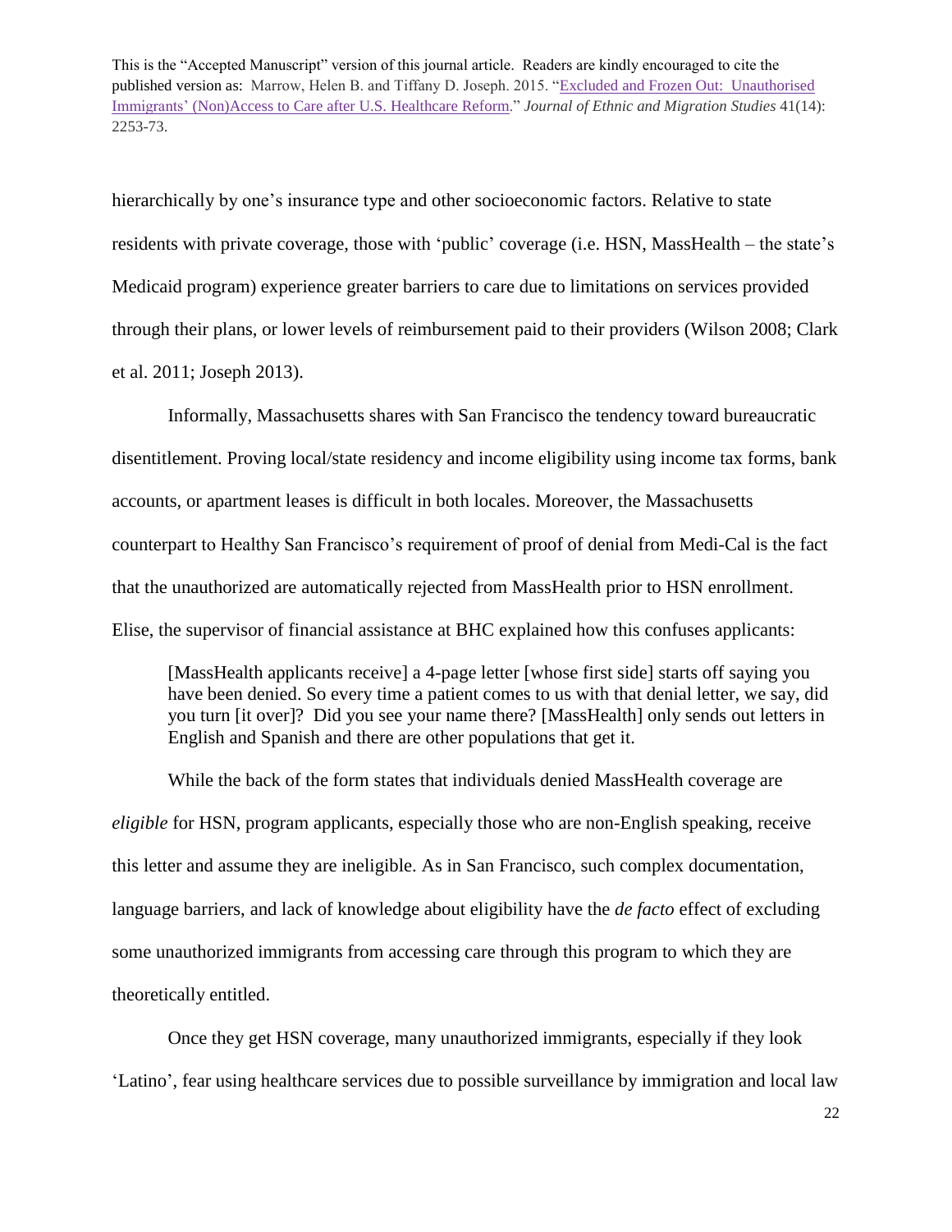hierarchically by one's insurance type and other socioeconomic factors. Relative to state residents with private coverage, those with 'public' coverage (i.e. HSN, MassHealth – the state's Medicaid program) experience greater barriers to care due to limitations on services provided through their plans, or lower levels of reimbursement paid to their providers (Wilson 2008; Clark et al. 2011; Joseph 2013).

Informally, Massachusetts shares with San Francisco the tendency toward bureaucratic disentitlement. Proving local/state residency and income eligibility using income tax forms, bank accounts, or apartment leases is difficult in both locales. Moreover, the Massachusetts counterpart to Healthy San Francisco's requirement of proof of denial from Medi-Cal is the fact that the unauthorized are automatically rejected from MassHealth prior to HSN enrollment. Elise, the supervisor of financial assistance at BHC explained how this confuses applicants:

> [MassHealth applicants receive] a 4-page letter [whose first side] starts off saying you have been denied. So every time a patient comes to us with that denial letter, we say, did you turn [it over]? Did you see your name there? [MassHealth] only sends out letters in English and Spanish and there are other populations that get it.

While the back of the form states that individuals denied MassHealth coverage are *eligible* for HSN, program applicants, especially those who are non-English speaking, receive this letter and assume they are ineligible. As in San Francisco, such complex documentation, language barriers, and lack of knowledge about eligibility have the *de facto* effect of excluding some unauthorized immigrants from accessing care through this program to which they are theoretically entitled.

Once they get HSN coverage, many unauthorized immigrants, especially if they look 'Latino', fear using healthcare services due to possible surveillance by immigration and local law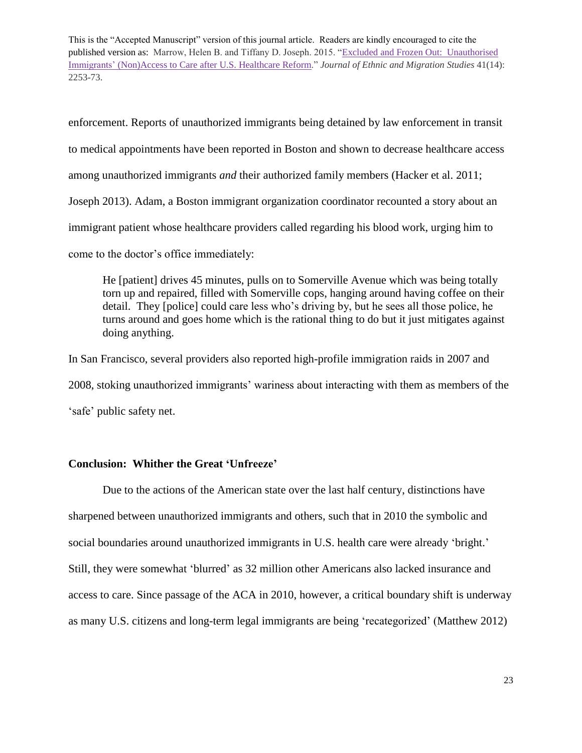enforcement. Reports of unauthorized immigrants being detained by law enforcement in transit to medical appointments have been reported in Boston and shown to decrease healthcare access among unauthorized immigrants *and* their authorized family members (Hacker et al. 2011; Joseph 2013). Adam, a Boston immigrant organization coordinator recounted a story about an immigrant patient whose healthcare providers called regarding his blood work, urging him to come to the doctor's office immediately:

> He [patient] drives 45 minutes, pulls on to Somerville Avenue which was being totally torn up and repaired, filled with Somerville cops, hanging around having coffee on their detail. They [police] could care less who's driving by, but he sees all those police, he turns around and goes home which is the rational thing to do but it just mitigates against doing anything.

In San Francisco, several providers also reported high-profile immigration raids in 2007 and 2008, stoking unauthorized immigrants' wariness about interacting with them as members of the 'safe' public safety net.

## Conclusion: Whither the Great 'Unfreeze'

Due to the actions of the American state over the last half century, distinctions have sharpened between unauthorized immigrants and others, such that in 2010 the symbolic and social boundaries around unauthorized immigrants in U.S. health care were already 'bright.' Still, they were somewhat 'blurred' as 32 million other Americans also lacked insurance and access to care. Since passage of the ACA in 2010, however, a critical boundary shift is underway as many U.S. citizens and long-term legal immigrants are being 'recategorized' (Matthew 2012)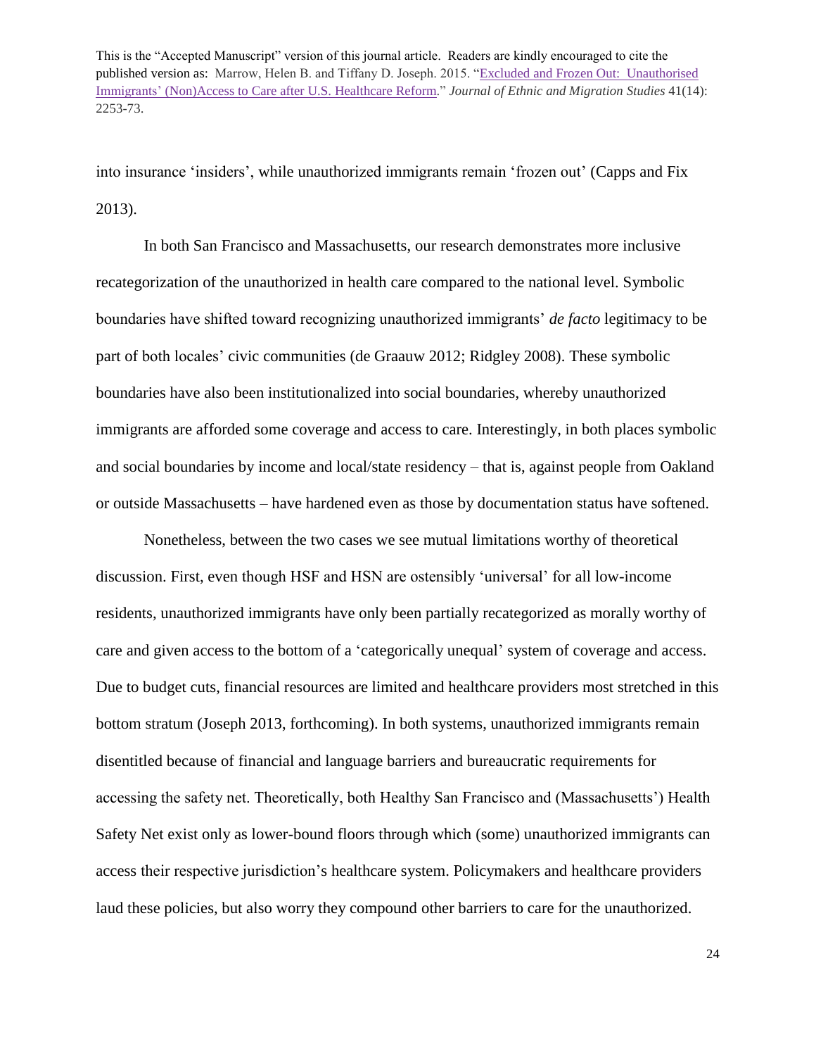into insurance 'insiders', while unauthorized immigrants remain 'frozen out' (Capps and Fix 2013).

In both San Francisco and Massachusetts, our research demonstrates more inclusive recategorization of the unauthorized in health care compared to the national level. Symbolic boundaries have shifted toward recognizing unauthorized immigrants' *de facto* legitimacy to be part of both locales' civic communities (de Graauw 2012; Ridgley 2008). These symbolic boundaries have also been institutionalized into social boundaries, whereby unauthorized immigrants are afforded some coverage and access to care. Interestingly, in both places symbolic and social boundaries by income and local/state residency – that is, against people from Oakland or outside Massachusetts – have hardened even as those by documentation status have softened.

Nonetheless, between the two cases we see mutual limitations worthy of theoretical discussion. First, even though HSF and HSN are ostensibly 'universal' for all low-income residents, unauthorized immigrants have only been partially recategorized as morally worthy of care and given access to the bottom of a 'categorically unequal' system of coverage and access. Due to budget cuts, financial resources are limited and healthcare providers most stretched in this bottom stratum (Joseph 2013, forthcoming). In both systems, unauthorized immigrants remain disentitled because of financial and language barriers and bureaucratic requirements for accessing the safety net. Theoretically, both Healthy San Francisco and (Massachusetts') Health Safety Net exist only as lower-bound floors through which (some) unauthorized immigrants can access their respective jurisdiction's healthcare system. Policymakers and healthcare providers laud these policies, but also worry they compound other barriers to care for the unauthorized.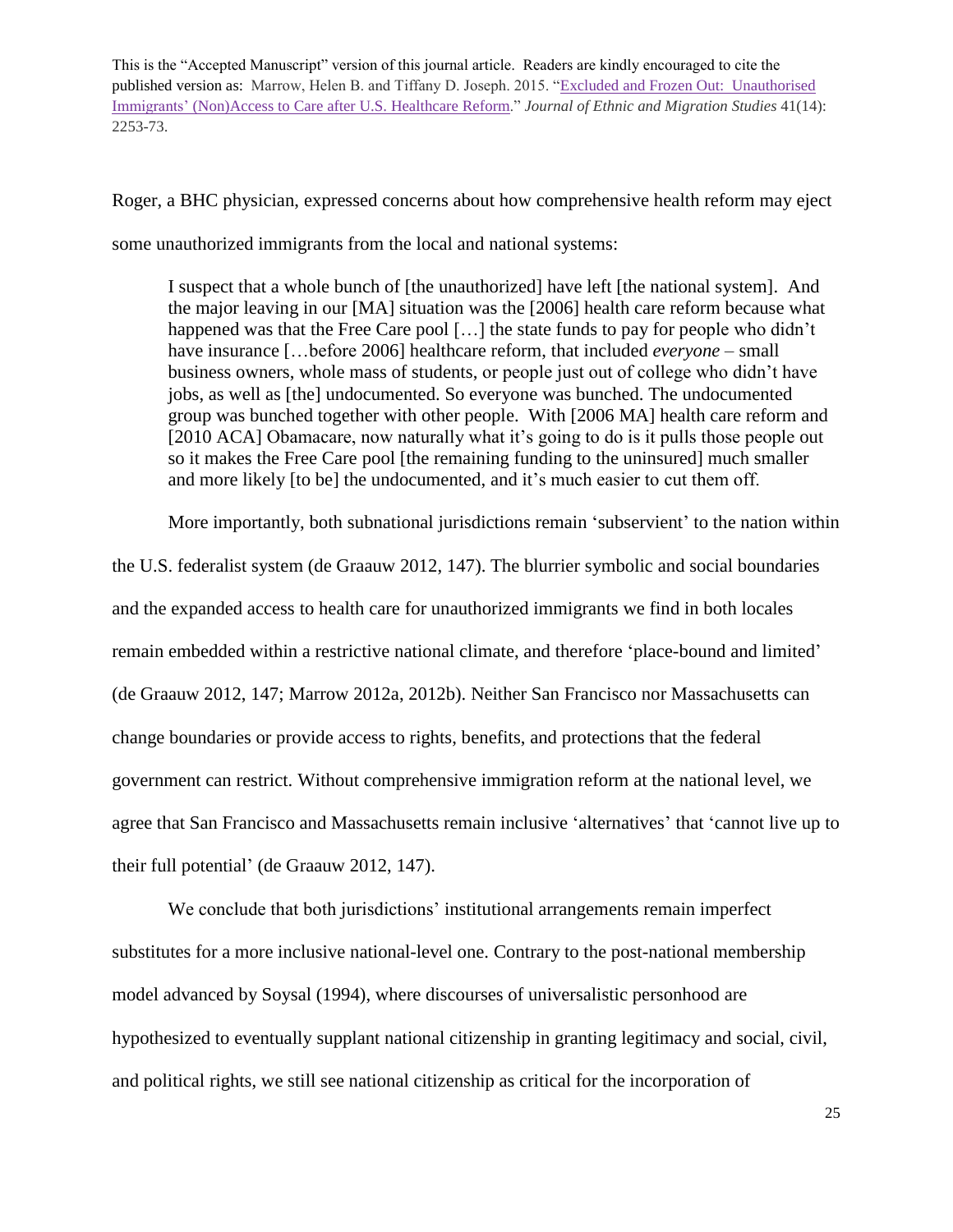Roger, a BHC physician, expressed concerns about how comprehensive health reform may eject some unauthorized immigrants from the local and national systems:

> I suspect that a whole bunch of [the unauthorized] have left [the national system]. And the major leaving in our [MA] situation was the [2006] health care reform because what happened was that the Free Care pool […] the state funds to pay for people who didn't have insurance […before 2006] healthcare reform, that included *everyone* – small business owners, whole mass of students, or people just out of college who didn't have jobs, as well as [the] undocumented. So everyone was bunched. The undocumented group was bunched together with other people. With [2006 MA] health care reform and [2010 ACA] Obamacare, now naturally what it's going to do is it pulls those people out so it makes the Free Care pool [the remaining funding to the uninsured] much smaller and more likely [to be] the undocumented, and it's much easier to cut them off.

More importantly, both subnational jurisdictions remain 'subservient' to the nation within the U.S. federalist system (de Graauw 2012, 147). The blurrier symbolic and social boundaries and the expanded access to health care for unauthorized immigrants we find in both locales remain embedded within a restrictive national climate, and therefore 'place-bound and limited' (de Graauw 2012, 147; Marrow 2012a, 2012b). Neither San Francisco nor Massachusetts can change boundaries or provide access to rights, benefits, and protections that the federal government can restrict. Without comprehensive immigration reform at the national level, we agree that San Francisco and Massachusetts remain inclusive 'alternatives' that 'cannot live up to their full potential' (de Graauw 2012, 147).

We conclude that both jurisdictions' institutional arrangements remain imperfect substitutes for a more inclusive national-level one. Contrary to the post-national membership model advanced by Soysal (1994), where discourses of universalistic personhood are hypothesized to eventually supplant national citizenship in granting legitimacy and social, civil, and political rights, we still see national citizenship as critical for the incorporation of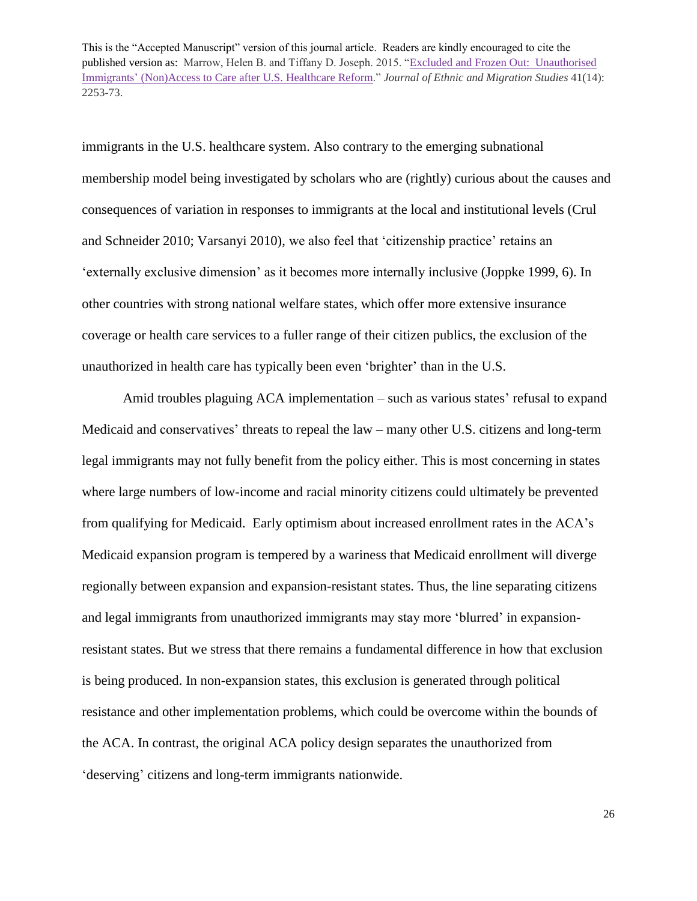immigrants in the U.S. healthcare system. Also contrary to the emerging subnational membership model being investigated by scholars who are (rightly) curious about the causes and consequences of variation in responses to immigrants at the local and institutional levels (Crul and Schneider 2010; Varsanyi 2010), we also feel that 'citizenship practice' retains an 'externally exclusive dimension' as it becomes more internally inclusive (Joppke 1999, 6). In other countries with strong national welfare states, which offer more extensive insurance coverage or health care services to a fuller range of their citizen publics, the exclusion of the unauthorized in health care has typically been even 'brighter' than in the U.S.

Amid troubles plaguing ACA implementation – such as various states' refusal to expand Medicaid and conservatives' threats to repeal the law – many other U.S. citizens and long-term legal immigrants may not fully benefit from the policy either. This is most concerning in states where large numbers of low-income and racial minority citizens could ultimately be prevented from qualifying for Medicaid. Early optimism about increased enrollment rates in the ACA's Medicaid expansion program is tempered by a wariness that Medicaid enrollment will diverge regionally between expansion and expansion-resistant states. Thus, the line separating citizens and legal immigrants from unauthorized immigrants may stay more 'blurred' in expansion-resistant states. But we stress that there remains a fundamental difference in how that exclusion is being produced. In non-expansion states, this exclusion is generated through political resistance and other implementation problems, which could be overcome within the bounds of the ACA. In contrast, the original ACA policy design separates the unauthorized from 'deserving' citizens and long-term immigrants nationwide.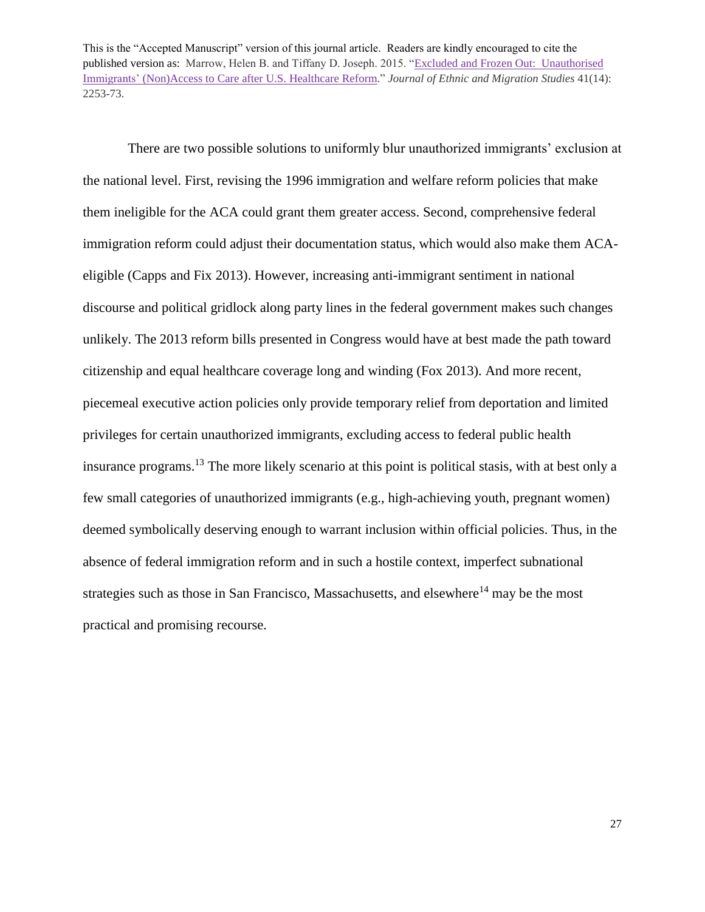There are two possible solutions to uniformly blur unauthorized immigrants' exclusion at the national level. First, revising the 1996 immigration and welfare reform policies that make them ineligible for the ACA could grant them greater access. Second, comprehensive federal immigration reform could adjust their documentation status, which would also make them ACA-eligible (Capps and Fix 2013). However, increasing anti-immigrant sentiment in national discourse and political gridlock along party lines in the federal government makes such changes unlikely. The 2013 reform bills presented in Congress would have at best made the path toward citizenship and equal healthcare coverage long and winding (Fox 2013). And more recent, piecemeal executive action policies only provide temporary relief from deportation and limited privileges for certain unauthorized immigrants, excluding access to federal public health insurance programs.[13] The more likely scenario at this point is political stasis, with at best only a few small categories of unauthorized immigrants (e.g., high-achieving youth, pregnant women) deemed symbolically deserving enough to warrant inclusion within official policies. Thus, in the absence of federal immigration reform and in such a hostile context, imperfect subnational strategies such as those in San Francisco, Massachusetts, and elsewhere[14] may be the most practical and promising recourse.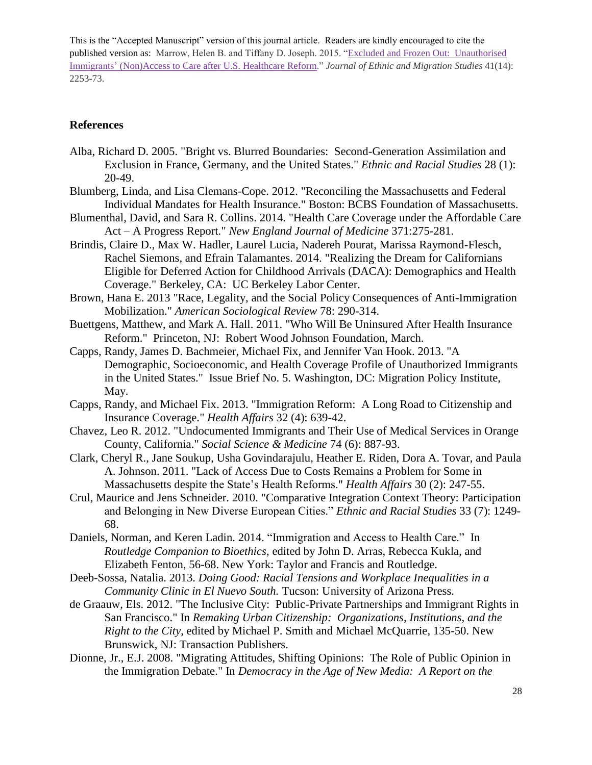This is the "Accepted Manuscript" version of this journal article. Readers are kindly encouraged to cite the published version as: Marrow, Helen B. and Tiffany D. Joseph. 2015. "Excluded and Frozen Out: Unauthorised Immigrants' (Non)Access to Care after U.S. Healthcare Reform." *Journal of Ethnic and Migration Studies* 41(14): 2253-73.

## References

Alba, Richard D. 2005. "Bright vs. Blurred Boundaries: Second-Generation Assimilation and Exclusion in France, Germany, and the United States." *Ethnic and Racial Studies* 28 (1): 20-49.

Blumberg, Linda, and Lisa Clemans-Cope. 2012. "Reconciling the Massachusetts and Federal Individual Mandates for Health Insurance." Boston: BCBS Foundation of Massachusetts.

Blumenthal, David, and Sara R. Collins. 2014. "Health Care Coverage under the Affordable Care Act – A Progress Report." *New England Journal of Medicine* 371:275-281.

Brindis, Claire D., Max W. Hadler, Laurel Lucia, Nadereh Pourat, Marissa Raymond-Flesch, Rachel Siemons, and Efrain Talamantes. 2014. "Realizing the Dream for Californians Eligible for Deferred Action for Childhood Arrivals (DACA): Demographics and Health Coverage." Berkeley, CA: UC Berkeley Labor Center.

Brown, Hana E. 2013 "Race, Legality, and the Social Policy Consequences of Anti-Immigration Mobilization." *American Sociological Review* 78: 290-314.

Buettgens, Matthew, and Mark A. Hall. 2011. "Who Will Be Uninsured After Health Insurance Reform." Princeton, NJ: Robert Wood Johnson Foundation, March.

Capps, Randy, James D. Bachmeier, Michael Fix, and Jennifer Van Hook. 2013. "A Demographic, Socioeconomic, and Health Coverage Profile of Unauthorized Immigrants in the United States." Issue Brief No. 5. Washington, DC: Migration Policy Institute, May.

Capps, Randy, and Michael Fix. 2013. "Immigration Reform: A Long Road to Citizenship and Insurance Coverage." *Health Affairs* 32 (4): 639-42.

Chavez, Leo R. 2012. "Undocumented Immigrants and Their Use of Medical Services in Orange County, California." *Social Science & Medicine* 74 (6): 887-93.

Clark, Cheryl R., Jane Soukup, Usha Govindarajulu, Heather E. Riden, Dora A. Tovar, and Paula A. Johnson. 2011. "Lack of Access Due to Costs Remains a Problem for Some in Massachusetts despite the State's Health Reforms." *Health Affairs* 30 (2): 247-55.

Crul, Maurice and Jens Schneider. 2010. "Comparative Integration Context Theory: Participation and Belonging in New Diverse European Cities." *Ethnic and Racial Studies* 33 (7): 1249-68.

Daniels, Norman, and Keren Ladin. 2014. "Immigration and Access to Health Care." In *Routledge Companion to Bioethics*, edited by John D. Arras, Rebecca Kukla, and Elizabeth Fenton, 56-68. New York: Taylor and Francis and Routledge.

Deeb-Sossa, Natalia. 2013. *Doing Good: Racial Tensions and Workplace Inequalities in a Community Clinic in El Nuevo South.* Tucson: University of Arizona Press.

de Graauw, Els. 2012. "The Inclusive City: Public-Private Partnerships and Immigrant Rights in San Francisco." In *Remaking Urban Citizenship: Organizations, Institutions, and the Right to the City*, edited by Michael P. Smith and Michael McQuarrie, 135-50. New Brunswick, NJ: Transaction Publishers.

Dionne, Jr., E.J. 2008. "Migrating Attitudes, Shifting Opinions: The Role of Public Opinion in the Immigration Debate." In *Democracy in the Age of New Media: A Report on the*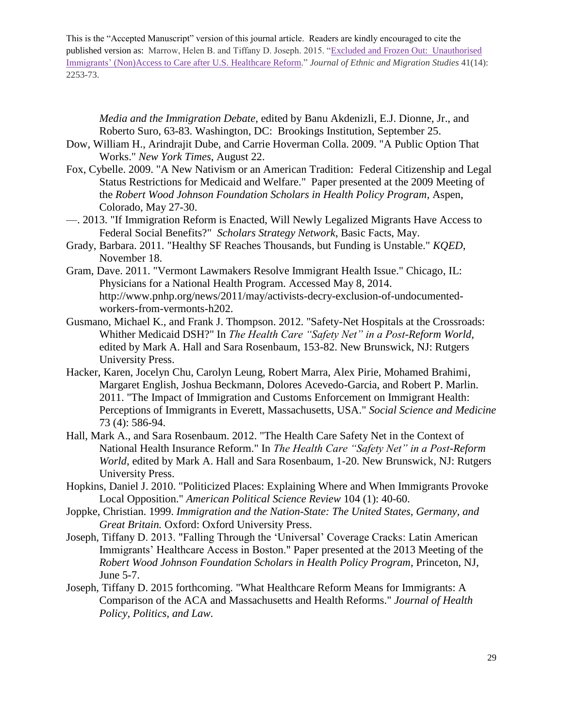*Media and the Immigration Debate*, edited by Banu Akdenizli, E.J. Dionne, Jr., and Roberto Suro, 63-83. Washington, DC: Brookings Institution, September 25.

Dow, William H., Arindrajit Dube, and Carrie Hoverman Colla. 2009. "A Public Option That Works." *New York Times*, August 22.

Fox, Cybelle. 2009. "A New Nativism or an American Tradition: Federal Citizenship and Legal Status Restrictions for Medicaid and Welfare." Paper presented at the 2009 Meeting of the *Robert Wood Johnson Foundation Scholars in Health Policy Program*, Aspen, Colorado, May 27-30.

—. 2013. "If Immigration Reform is Enacted, Will Newly Legalized Migrants Have Access to Federal Social Benefits?" *Scholars Strategy Network*, Basic Facts, May.

Grady, Barbara. 2011. "Healthy SF Reaches Thousands, but Funding is Unstable." *KQED*, November 18.

Gram, Dave. 2011. "Vermont Lawmakers Resolve Immigrant Health Issue." Chicago, IL: Physicians for a National Health Program. Accessed May 8, 2014. http://www.pnhp.org/news/2011/may/activists-decry-exclusion-of-undocumented-workers-from-vermonts-h202.

Gusmano, Michael K., and Frank J. Thompson. 2012. "Safety-Net Hospitals at the Crossroads: Whither Medicaid DSH?" In *The Health Care "Safety Net" in a Post-Reform World*, edited by Mark A. Hall and Sara Rosenbaum, 153-82. New Brunswick, NJ: Rutgers University Press.

Hacker, Karen, Jocelyn Chu, Carolyn Leung, Robert Marra, Alex Pirie, Mohamed Brahimi, Margaret English, Joshua Beckmann, Dolores Acevedo-Garcia, and Robert P. Marlin. 2011. "The Impact of Immigration and Customs Enforcement on Immigrant Health: Perceptions of Immigrants in Everett, Massachusetts, USA." *Social Science and Medicine* 73 (4): 586-94.

Hall, Mark A., and Sara Rosenbaum. 2012. "The Health Care Safety Net in the Context of National Health Insurance Reform." In *The Health Care "Safety Net" in a Post-Reform World*, edited by Mark A. Hall and Sara Rosenbaum, 1-20. New Brunswick, NJ: Rutgers University Press.

Hopkins, Daniel J. 2010. "Politicized Places: Explaining Where and When Immigrants Provoke Local Opposition." *American Political Science Review* 104 (1): 40-60.

Joppke, Christian. 1999. *Immigration and the Nation-State: The United States, Germany, and Great Britain.* Oxford: Oxford University Press.

Joseph, Tiffany D. 2013. "Falling Through the 'Universal' Coverage Cracks: Latin American Immigrants' Healthcare Access in Boston." Paper presented at the 2013 Meeting of the *Robert Wood Johnson Foundation Scholars in Health Policy Program*, Princeton, NJ, June 5-7.

Joseph, Tiffany D. 2015 forthcoming. "What Healthcare Reform Means for Immigrants: A Comparison of the ACA and Massachusetts and Health Reforms." *Journal of Health Policy, Politics, and Law*.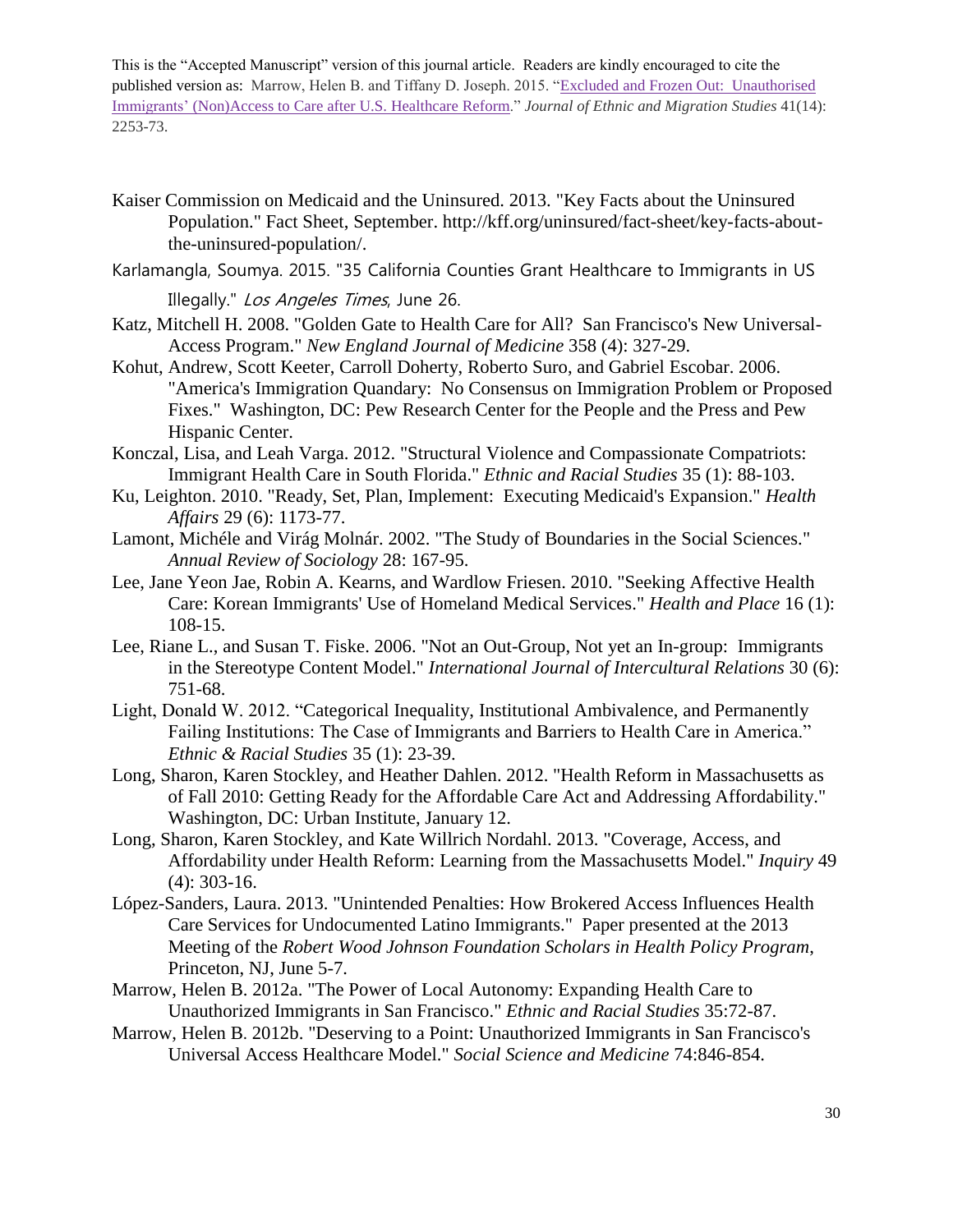Kaiser Commission on Medicaid and the Uninsured. 2013. "Key Facts about the Uninsured Population." Fact Sheet, September. http://kff.org/uninsured/fact-sheet/key-facts-about-the-uninsured-population/.

Karlamangla, Soumya. 2015. "35 California Counties Grant Healthcare to Immigrants in US Illegally." *Los Angeles Times*, June 26.

Katz, Mitchell H. 2008. "Golden Gate to Health Care for All? San Francisco's New Universal-Access Program." *New England Journal of Medicine* 358 (4): 327-29.

Kohut, Andrew, Scott Keeter, Carroll Doherty, Roberto Suro, and Gabriel Escobar. 2006. "America's Immigration Quandary: No Consensus on Immigration Problem or Proposed Fixes." Washington, DC: Pew Research Center for the People and the Press and Pew Hispanic Center.

Konczal, Lisa, and Leah Varga. 2012. "Structural Violence and Compassionate Compatriots: Immigrant Health Care in South Florida." *Ethnic and Racial Studies* 35 (1): 88-103.

Ku, Leighton. 2010. "Ready, Set, Plan, Implement: Executing Medicaid's Expansion." *Health Affairs* 29 (6): 1173-77.

Lamont, Michéle and Virág Molnár. 2002. "The Study of Boundaries in the Social Sciences." *Annual Review of Sociology* 28: 167-95.

Lee, Jane Yeon Jae, Robin A. Kearns, and Wardlow Friesen. 2010. "Seeking Affective Health Care: Korean Immigrants' Use of Homeland Medical Services." *Health and Place* 16 (1): 108-15.

Lee, Riane L., and Susan T. Fiske. 2006. "Not an Out-Group, Not yet an In-group: Immigrants in the Stereotype Content Model." *International Journal of Intercultural Relations* 30 (6): 751-68.

Light, Donald W. 2012. "Categorical Inequality, Institutional Ambivalence, and Permanently Failing Institutions: The Case of Immigrants and Barriers to Health Care in America." *Ethnic & Racial Studies* 35 (1): 23-39.

Long, Sharon, Karen Stockley, and Heather Dahlen. 2012. "Health Reform in Massachusetts as of Fall 2010: Getting Ready for the Affordable Care Act and Addressing Affordability." Washington, DC: Urban Institute, January 12.

Long, Sharon, Karen Stockley, and Kate Willrich Nordahl. 2013. "Coverage, Access, and Affordability under Health Reform: Learning from the Massachusetts Model." *Inquiry* 49 (4): 303-16.

López-Sanders, Laura. 2013. "Unintended Penalties: How Brokered Access Influences Health Care Services for Undocumented Latino Immigrants." Paper presented at the 2013 Meeting of the *Robert Wood Johnson Foundation Scholars in Health Policy Program*, Princeton, NJ, June 5-7.

Marrow, Helen B. 2012a. "The Power of Local Autonomy: Expanding Health Care to Unauthorized Immigrants in San Francisco." *Ethnic and Racial Studies* 35:72-87.

Marrow, Helen B. 2012b. "Deserving to a Point: Unauthorized Immigrants in San Francisco's Universal Access Healthcare Model." *Social Science and Medicine* 74:846-854.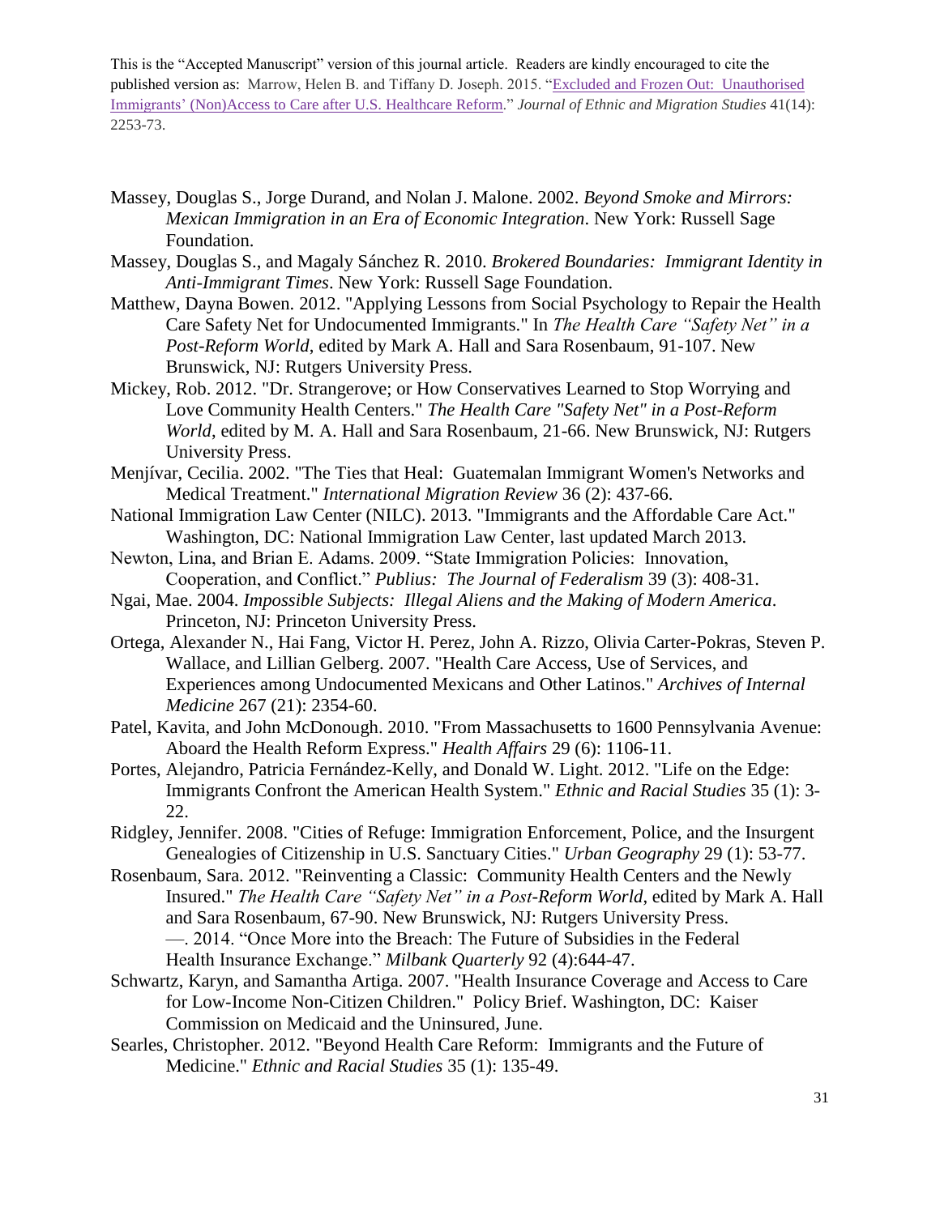This is the "Accepted Manuscript" version of this journal article. Readers are kindly encouraged to cite the published version as: Marrow, Helen B. and Tiffany D. Joseph. 2015. "Excluded and Frozen Out: Unauthorised Immigrants' (Non)Access to Care after U.S. Healthcare Reform." *Journal of Ethnic and Migration Studies* 41(14): 2253-73.

Massey, Douglas S., Jorge Durand, and Nolan J. Malone. 2002. *Beyond Smoke and Mirrors: Mexican Immigration in an Era of Economic Integration*. New York: Russell Sage Foundation.

Massey, Douglas S., and Magaly Sánchez R. 2010. *Brokered Boundaries: Immigrant Identity in Anti-Immigrant Times*. New York: Russell Sage Foundation.

Matthew, Dayna Bowen. 2012. "Applying Lessons from Social Psychology to Repair the Health Care Safety Net for Undocumented Immigrants." In *The Health Care "Safety Net" in a Post-Reform World*, edited by Mark A. Hall and Sara Rosenbaum, 91-107. New Brunswick, NJ: Rutgers University Press.

Mickey, Rob. 2012. "Dr. Strangerove; or How Conservatives Learned to Stop Worrying and Love Community Health Centers." *The Health Care "Safety Net" in a Post-Reform World*, edited by M. A. Hall and Sara Rosenbaum, 21-66. New Brunswick, NJ: Rutgers University Press.

Menjívar, Cecilia. 2002. "The Ties that Heal: Guatemalan Immigrant Women's Networks and Medical Treatment." *International Migration Review* 36 (2): 437-66.

National Immigration Law Center (NILC). 2013. "Immigrants and the Affordable Care Act." Washington, DC: National Immigration Law Center, last updated March 2013.

Newton, Lina, and Brian E. Adams. 2009. "State Immigration Policies: Innovation, Cooperation, and Conflict." *Publius: The Journal of Federalism* 39 (3): 408-31.

Ngai, Mae. 2004. *Impossible Subjects: Illegal Aliens and the Making of Modern America*. Princeton, NJ: Princeton University Press.

Ortega, Alexander N., Hai Fang, Victor H. Perez, John A. Rizzo, Olivia Carter-Pokras, Steven P. Wallace, and Lillian Gelberg. 2007. "Health Care Access, Use of Services, and Experiences among Undocumented Mexicans and Other Latinos." *Archives of Internal Medicine* 267 (21): 2354-60.

Patel, Kavita, and John McDonough. 2010. "From Massachusetts to 1600 Pennsylvania Avenue: Aboard the Health Reform Express." *Health Affairs* 29 (6): 1106-11.

Portes, Alejandro, Patricia Fernández-Kelly, and Donald W. Light. 2012. "Life on the Edge: Immigrants Confront the American Health System." *Ethnic and Racial Studies* 35 (1): 3-22.

Ridgley, Jennifer. 2008. "Cities of Refuge: Immigration Enforcement, Police, and the Insurgent Genealogies of Citizenship in U.S. Sanctuary Cities." *Urban Geography* 29 (1): 53-77.

Rosenbaum, Sara. 2012. "Reinventing a Classic: Community Health Centers and the Newly Insured." *The Health Care "Safety Net" in a Post-Reform World*, edited by Mark A. Hall and Sara Rosenbaum, 67-90. New Brunswick, NJ: Rutgers University Press.
—. 2014. "Once More into the Breach: The Future of Subsidies in the Federal Health Insurance Exchange." *Milbank Quarterly* 92 (4):644-47.

Schwartz, Karyn, and Samantha Artiga. 2007. "Health Insurance Coverage and Access to Care for Low-Income Non-Citizen Children." Policy Brief. Washington, DC: Kaiser Commission on Medicaid and the Uninsured, June.

Searles, Christopher. 2012. "Beyond Health Care Reform: Immigrants and the Future of Medicine." *Ethnic and Racial Studies* 35 (1): 135-49.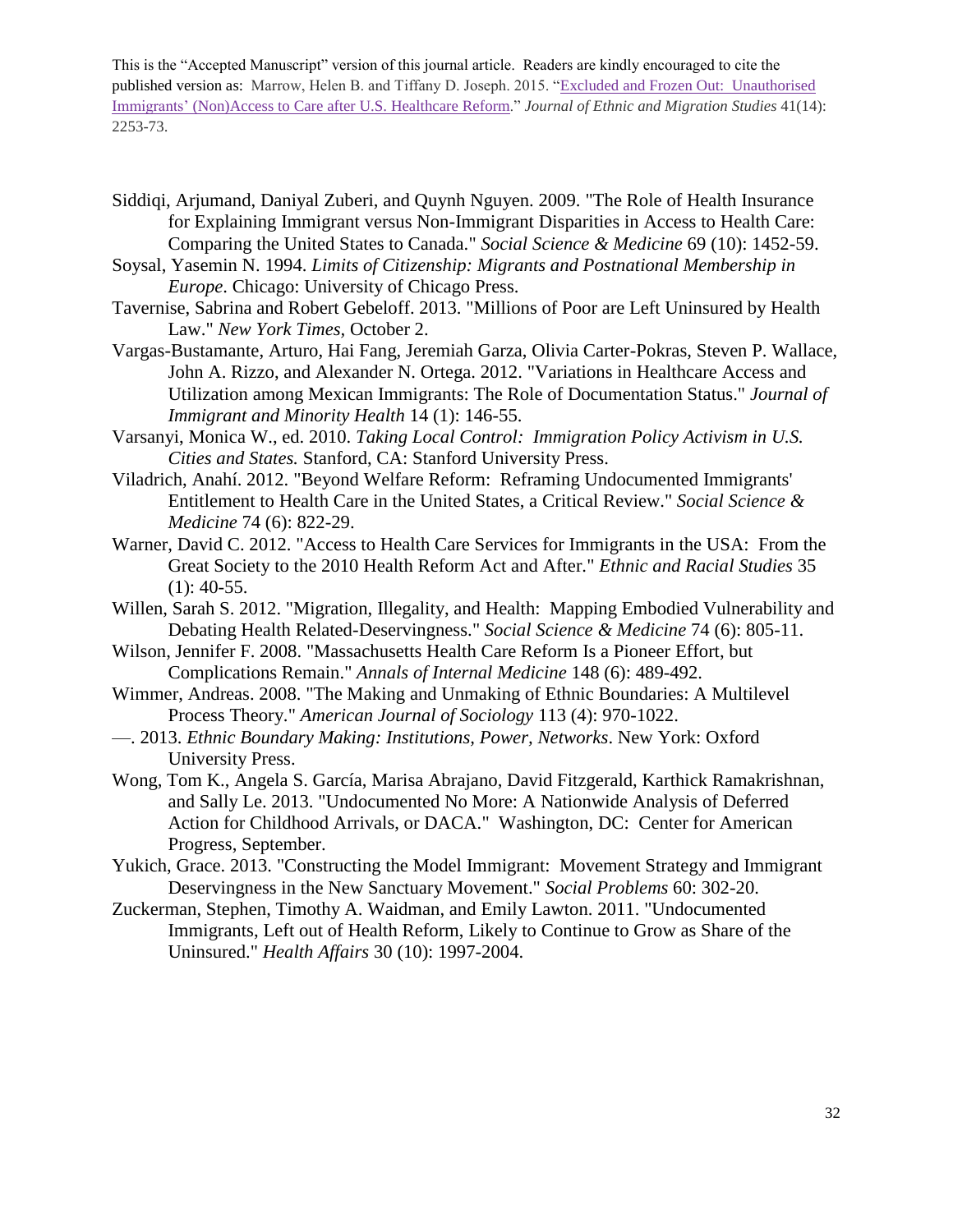Siddiqi, Arjumand, Daniyal Zuberi, and Quynh Nguyen. 2009. "The Role of Health Insurance for Explaining Immigrant versus Non-Immigrant Disparities in Access to Health Care: Comparing the United States to Canada." *Social Science & Medicine* 69 (10): 1452-59.

Soysal, Yasemin N. 1994. *Limits of Citizenship: Migrants and Postnational Membership in Europe*. Chicago: University of Chicago Press.

Tavernise, Sabrina and Robert Gebeloff. 2013. "Millions of Poor are Left Uninsured by Health Law." *New York Times*, October 2.

Vargas-Bustamante, Arturo, Hai Fang, Jeremiah Garza, Olivia Carter-Pokras, Steven P. Wallace, John A. Rizzo, and Alexander N. Ortega. 2012. "Variations in Healthcare Access and Utilization among Mexican Immigrants: The Role of Documentation Status." *Journal of Immigrant and Minority Health* 14 (1): 146-55.

Varsanyi, Monica W., ed. 2010. *Taking Local Control: Immigration Policy Activism in U.S. Cities and States.* Stanford, CA: Stanford University Press.

Viladrich, Anahí. 2012. "Beyond Welfare Reform: Reframing Undocumented Immigrants' Entitlement to Health Care in the United States, a Critical Review." *Social Science & Medicine* 74 (6): 822-29.

Warner, David C. 2012. "Access to Health Care Services for Immigrants in the USA: From the Great Society to the 2010 Health Reform Act and After." *Ethnic and Racial Studies* 35 (1): 40-55.

Willen, Sarah S. 2012. "Migration, Illegality, and Health: Mapping Embodied Vulnerability and Debating Health Related-Deservingness." *Social Science & Medicine* 74 (6): 805-11.

Wilson, Jennifer F. 2008. "Massachusetts Health Care Reform Is a Pioneer Effort, but Complications Remain." *Annals of Internal Medicine* 148 (6): 489-492.

Wimmer, Andreas. 2008. "The Making and Unmaking of Ethnic Boundaries: A Multilevel Process Theory." *American Journal of Sociology* 113 (4): 970-1022.

—. 2013. *Ethnic Boundary Making: Institutions, Power, Networks*. New York: Oxford University Press.

Wong, Tom K., Angela S. García, Marisa Abrajano, David Fitzgerald, Karthick Ramakrishnan, and Sally Le. 2013. "Undocumented No More: A Nationwide Analysis of Deferred Action for Childhood Arrivals, or DACA." Washington, DC: Center for American Progress, September.

Yukich, Grace. 2013. "Constructing the Model Immigrant: Movement Strategy and Immigrant Deservingness in the New Sanctuary Movement." *Social Problems* 60: 302-20.

Zuckerman, Stephen, Timothy A. Waidman, and Emily Lawton. 2011. "Undocumented Immigrants, Left out of Health Reform, Likely to Continue to Grow as Share of the Uninsured." *Health Affairs* 30 (10): 1997-2004.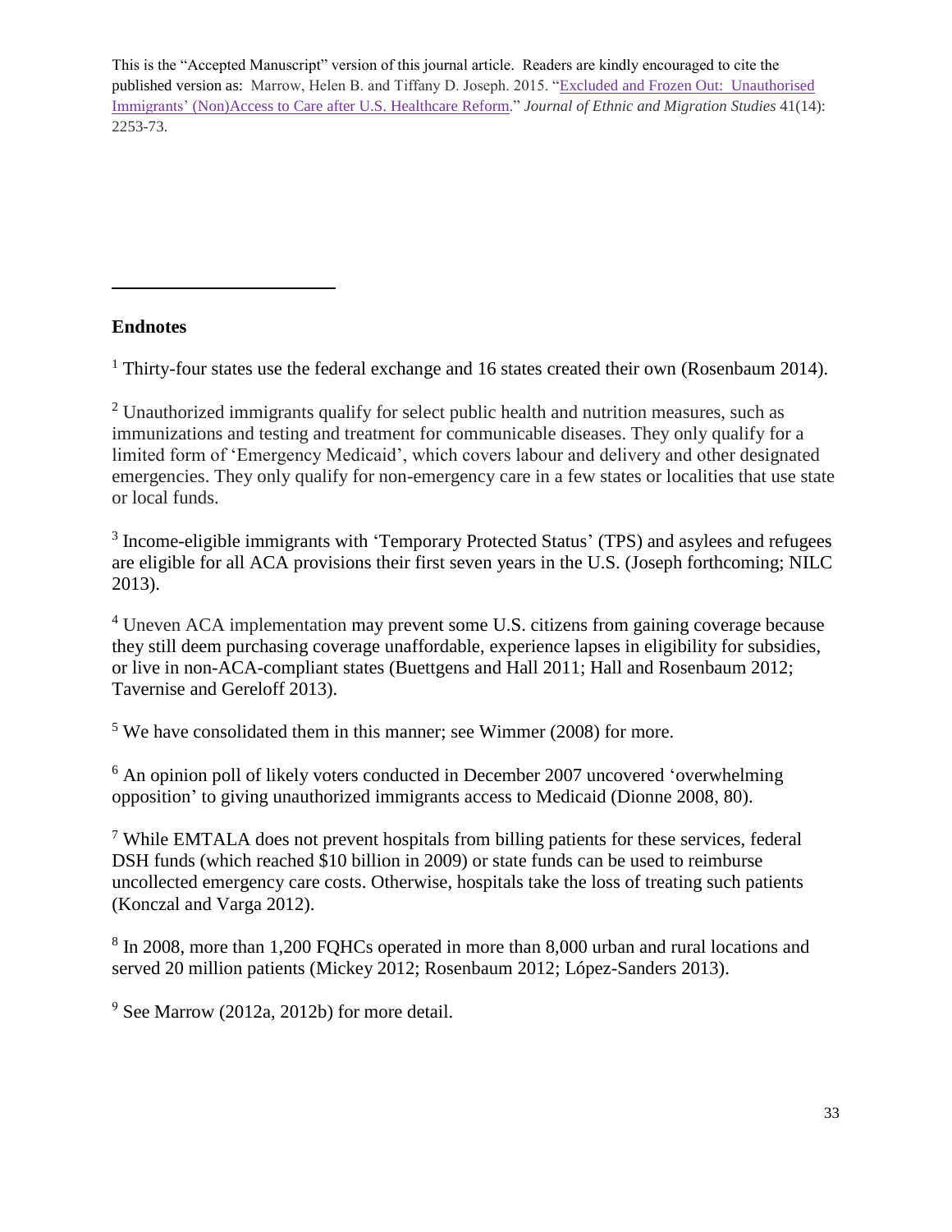This is the "Accepted Manuscript" version of this journal article. Readers are kindly encouraged to cite the published version as: Marrow, Helen B. and Tiffany D. Joseph. 2015. "Excluded and Frozen Out: Unauthorised Immigrants' (Non)Access to Care after U.S. Healthcare Reform." *Journal of Ethnic and Migration Studies* 41(14): 2253-73.

## Endnotes

[1] Thirty-four states use the federal exchange and 16 states created their own (Rosenbaum 2014).

[2] Unauthorized immigrants qualify for select public health and nutrition measures, such as immunizations and testing and treatment for communicable diseases. They only qualify for a limited form of 'Emergency Medicaid', which covers labour and delivery and other designated emergencies. They only qualify for non-emergency care in a few states or localities that use state or local funds.

[3] Income-eligible immigrants with 'Temporary Protected Status' (TPS) and asylees and refugees are eligible for all ACA provisions their first seven years in the U.S. (Joseph forthcoming; NILC 2013).

[4] Uneven ACA implementation may prevent some U.S. citizens from gaining coverage because they still deem purchasing coverage unaffordable, experience lapses in eligibility for subsidies, or live in non-ACA-compliant states (Buettgens and Hall 2011; Hall and Rosenbaum 2012; Tavernise and Gereloff 2013).

[5] We have consolidated them in this manner; see Wimmer (2008) for more.

[6] An opinion poll of likely voters conducted in December 2007 uncovered 'overwhelming opposition' to giving unauthorized immigrants access to Medicaid (Dionne 2008, 80).

[7] While EMTALA does not prevent hospitals from billing patients for these services, federal DSH funds (which reached $10 billion in 2009) or state funds can be used to reimburse uncollected emergency care costs. Otherwise, hospitals take the loss of treating such patients (Konczal and Varga 2012).

[8] In 2008, more than 1,200 FQHCs operated in more than 8,000 urban and rural locations and served 20 million patients (Mickey 2012; Rosenbaum 2012; López-Sanders 2013).

[9] See Marrow (2012a, 2012b) for more detail.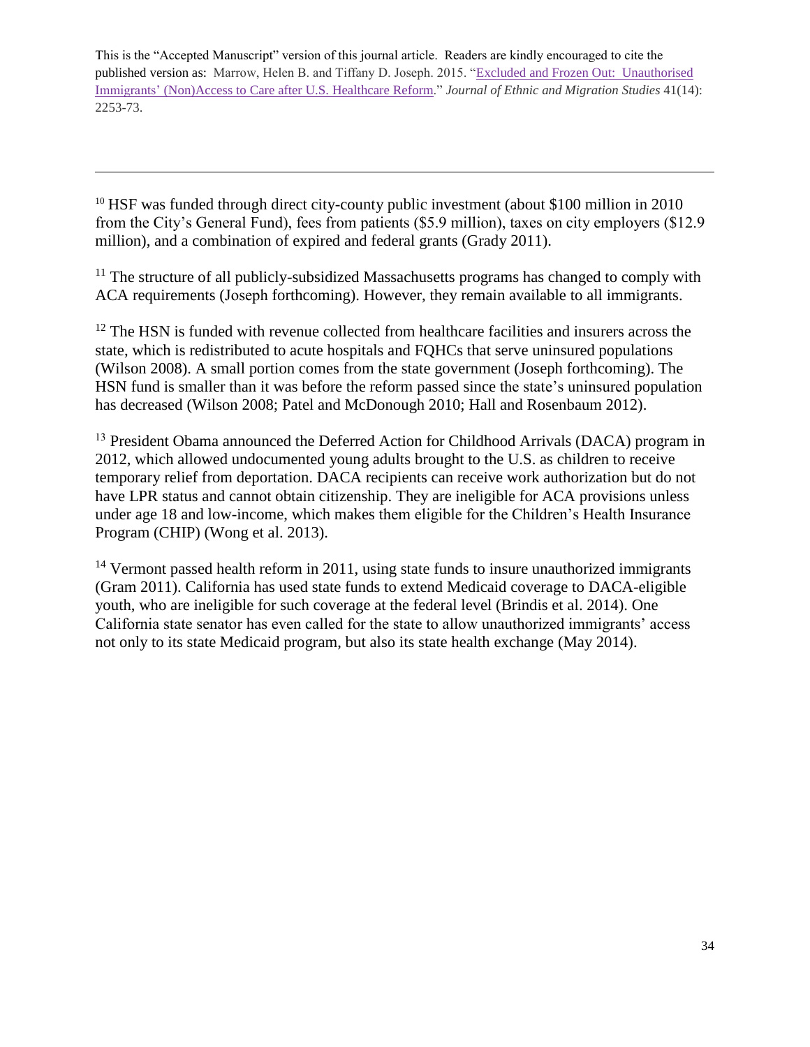This is the "Accepted Manuscript" version of this journal article. Readers are kindly encouraged to cite the published version as: Marrow, Helen B. and Tiffany D. Joseph. 2015. "Excluded and Frozen Out: Unauthorised Immigrants' (Non)Access to Care after U.S. Healthcare Reform." *Journal of Ethnic and Migration Studies* 41(14): 2253-73.

---

[10] HSF was funded through direct city-county public investment (about $100 million in 2010 from the City's General Fund), fees from patients ($5.9 million), taxes on city employers ($12.9 million), and a combination of expired and federal grants (Grady 2011).

[11] The structure of all publicly-subsidized Massachusetts programs has changed to comply with ACA requirements (Joseph forthcoming). However, they remain available to all immigrants.

[12] The HSN is funded with revenue collected from healthcare facilities and insurers across the state, which is redistributed to acute hospitals and FQHCs that serve uninsured populations (Wilson 2008). A small portion comes from the state government (Joseph forthcoming). The HSN fund is smaller than it was before the reform passed since the state's uninsured population has decreased (Wilson 2008; Patel and McDonough 2010; Hall and Rosenbaum 2012).

[13] President Obama announced the Deferred Action for Childhood Arrivals (DACA) program in 2012, which allowed undocumented young adults brought to the U.S. as children to receive temporary relief from deportation. DACA recipients can receive work authorization but do not have LPR status and cannot obtain citizenship. They are ineligible for ACA provisions unless under age 18 and low-income, which makes them eligible for the Children's Health Insurance Program (CHIP) (Wong et al. 2013).

[14] Vermont passed health reform in 2011, using state funds to insure unauthorized immigrants (Gram 2011). California has used state funds to extend Medicaid coverage to DACA-eligible youth, who are ineligible for such coverage at the federal level (Brindis et al. 2014). One California state senator has even called for the state to allow unauthorized immigrants' access not only to its state Medicaid program, but also its state health exchange (May 2014).